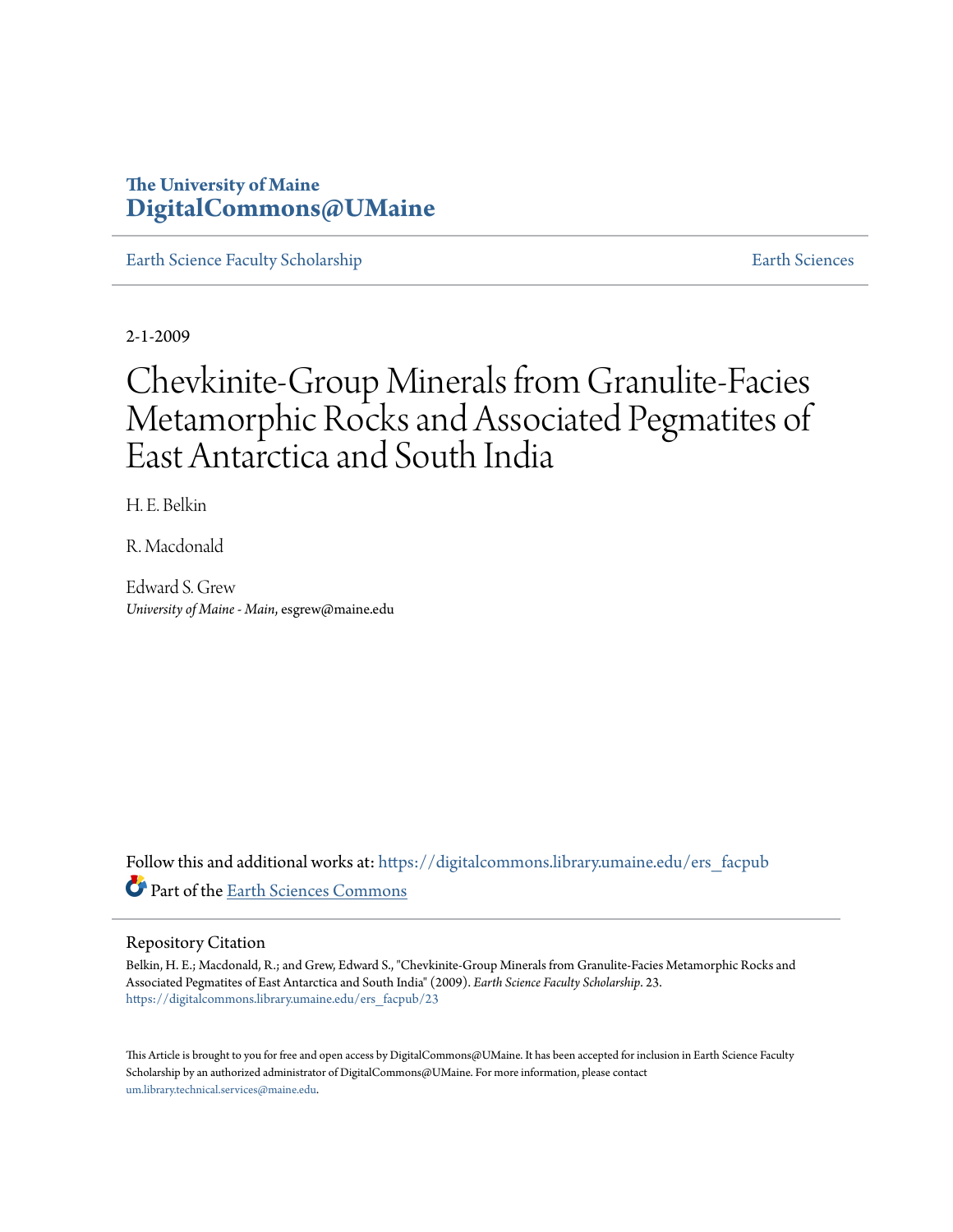The University of Maine
**DigitalCommons@UMaine**

Earth Science Faculty Scholarship | Earth Sciences

2-1-2009

# Chevkinite-Group Minerals from Granulite-Facies Metamorphic Rocks and Associated Pegmatites of East Antarctica and South India

H. E. Belkin

R. Macdonald

Edward S. Grew
*University of Maine - Main*, esgrew@maine.edu

Follow this and additional works at: https://digitalcommons.library.umaine.edu/ers_facpub

Part of the Earth Sciences Commons

## Repository Citation

Belkin, H. E.; Macdonald, R.; and Grew, Edward S., "Chevkinite-Group Minerals from Granulite-Facies Metamorphic Rocks and Associated Pegmatites of East Antarctica and South India" (2009). *Earth Science Faculty Scholarship*. 23.
https://digitalcommons.library.umaine.edu/ers_facpub/23

This Article is brought to you for free and open access by DigitalCommons@UMaine. It has been accepted for inclusion in Earth Science Faculty Scholarship by an authorized administrator of DigitalCommons@UMaine. For more information, please contact um.library.technical.services@maine.edu.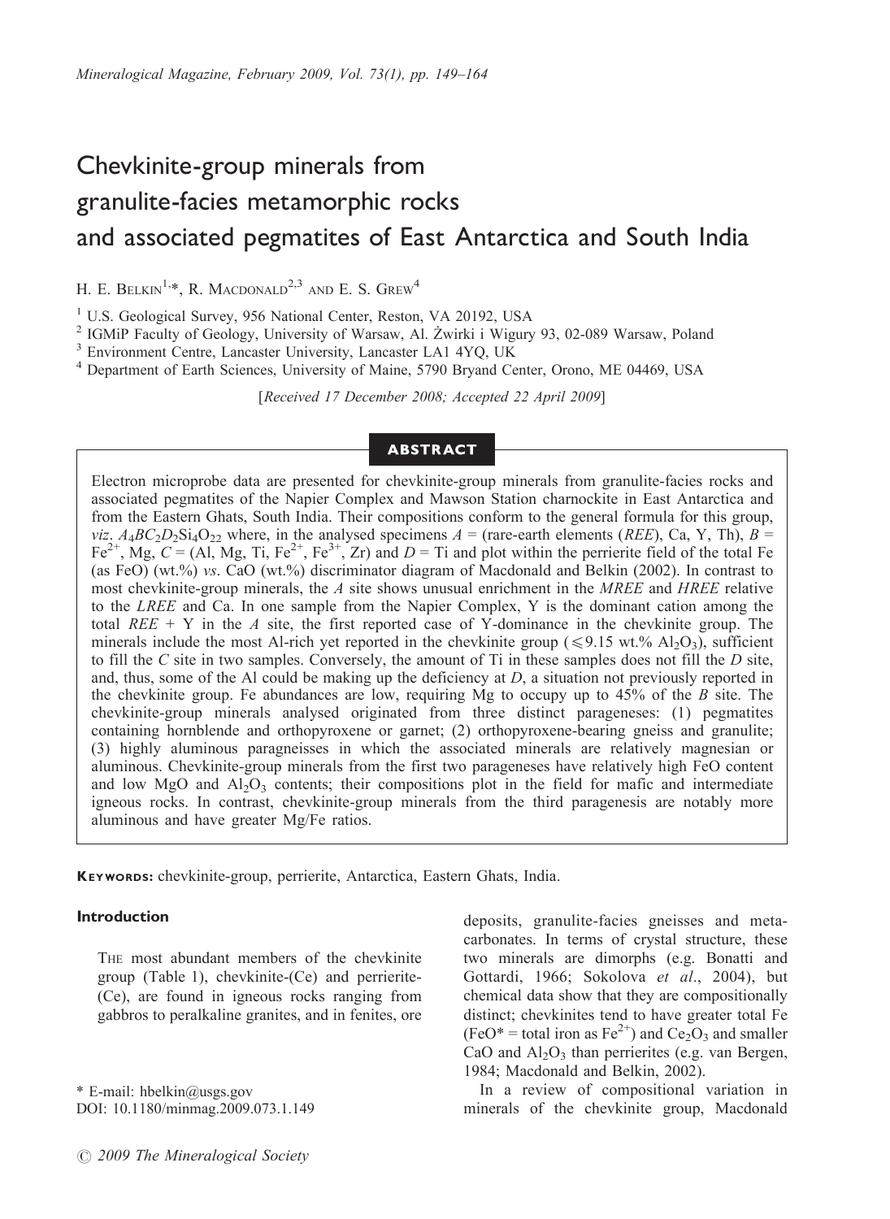# Chevkinite-group minerals from granulite-facies metamorphic rocks and associated pegmatites of East Antarctica and South India

H. E. Belkin[1,*], R. Macdonald[2,3] and E. S. Grew[4]

[1] U.S. Geological Survey, 956 National Center, Reston, VA 20192, USA

[2] IGMiP Faculty of Geology, University of Warsaw, Al. Żwirki i Wigury 93, 02-089 Warsaw, Poland

[3] Environment Centre, Lancaster University, Lancaster LA1 4YQ, UK

[4] Department of Earth Sciences, University of Maine, 5790 Bryand Center, Orono, ME 04469, USA

[*Received 17 December 2008; Accepted 22 April 2009*]

## Abstract

Electron microprobe data are presented for chevkinite-group minerals from granulite-facies rocks and associated pegmatites of the Napier Complex and Mawson Station charnockite in East Antarctica and from the Eastern Ghats, South India. Their compositions conform to the general formula for this group, *viz*. $A_4BC_2D_2Si_4O_{22}$ where, in the analysed specimens $A$ = (rare-earth elements (*REE*), Ca, Y, Th), $B$ = $Fe^{2+}$, Mg, $C$ = (Al, Mg, Ti, $Fe^{2+}$, $Fe^{3+}$, Zr) and $D$ = Ti and plot within the perrierite field of the total Fe (as FeO) (wt.%) *vs*. CaO (wt.%) discriminator diagram of Macdonald and Belkin (2002). In contrast to most chevkinite-group minerals, the $A$ site shows unusual enrichment in the *MREE* and *HREE* relative to the *LREE* and Ca. In one sample from the Napier Complex, Y is the dominant cation among the total *REE* + Y in the $A$ site, the first reported case of Y-dominance in the chevkinite group. The minerals include the most Al-rich yet reported in the chevkinite group ($\leqslant$9.15 wt.% $Al_2O_3$), sufficient to fill the $C$ site in two samples. Conversely, the amount of Ti in these samples does not fill the $D$ site, and, thus, some of the Al could be making up the deficiency at $D$, a situation not previously reported in the chevkinite group. Fe abundances are low, requiring Mg to occupy up to 45% of the $B$ site. The chevkinite-group minerals analysed originated from three distinct parageneses: (1) pegmatites containing hornblende and orthopyroxene or garnet; (2) orthopyroxene-bearing gneiss and granulite; (3) highly aluminous paragneisses in which the associated minerals are relatively magnesian or aluminous. Chevkinite-group minerals from the first two parageneses have relatively high FeO content and low MgO and $Al_2O_3$ contents; their compositions plot in the field for mafic and intermediate igneous rocks. In contrast, chevkinite-group minerals from the third paragenesis are notably more aluminous and have greater Mg/Fe ratios.

**Keywords:** chevkinite-group, perrierite, Antarctica, Eastern Ghats, India.

## Introduction

The most abundant members of the chevkinite group (Table 1), chevkinite-(Ce) and perrierite-(Ce), are found in igneous rocks ranging from gabbros to peralkaline granites, and in fenites, ore deposits, granulite-facies gneisses and meta-carbonates. In terms of crystal structure, these two minerals are dimorphs (e.g. Bonatti and Gottardi, 1966; Sokolova *et al*., 2004), but chemical data show that they are compositionally distinct; chevkinites tend to have greater total Fe (FeO* = total iron as $Fe^{2+}$) and $Ce_2O_3$ and smaller CaO and $Al_2O_3$ than perrierites (e.g. van Bergen, 1984; Macdonald and Belkin, 2002).

In a review of compositional variation in minerals of the chevkinite group, Macdonald

\* E-mail: hbelkin@usgs.gov
DOI: 10.1180/minmag.2009.073.1.149

© 2009 The Mineralogical Society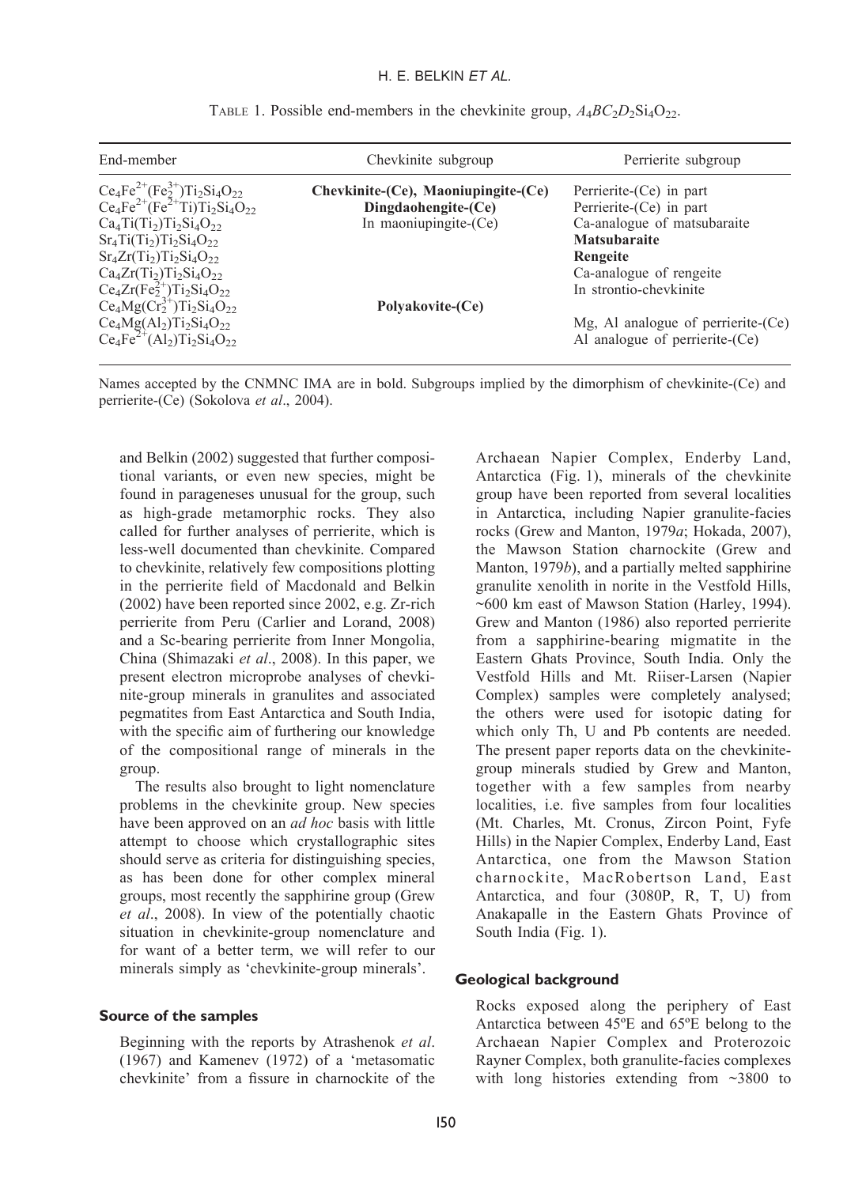TABLE 1. Possible end-members in the chevkinite group, $A_4BC_2D_2Si_4O_{22}$.

| End-member | Chevkinite subgroup | Perrierite subgroup |
|---|---|---|
| $Ce_4Fe^{2+}(Fe_2^{3+})Ti_2Si_4O_{22}$ | **Chevkinite-(Ce), Maoniupingite-(Ce)** | Perrierite-(Ce) in part |
| $Ce_4Fe^{2+}(Fe^{2+}Ti)Ti_2Si_4O_{22}$ | **Dingdaohengite-(Ce)** | Perrierite-(Ce) in part |
| $Ca_4Ti(Ti_2)Ti_2Si_4O_{22}$ | In maoniupingite-(Ce) | Ca-analogue of matsubaraite |
| $Sr_4Ti(Ti_2)Ti_2Si_4O_{22}$ | | **Matsubaraite** |
| $Sr_4Zr(Ti_2)Ti_2Si_4O_{22}$ | | **Rengeite** |
| $Ca_4Zr(Ti_2)Ti_2Si_4O_{22}$ | | Ca-analogue of rengeite |
| $Ce_4Zr(Fe_2^{2+})Ti_2Si_4O_{22}$ | | In strontio-chevkinite |
| $Ce_4Mg(Cr_2^{3+})Ti_2Si_4O_{22}$ | **Polyakovite-(Ce)** | |
| $Ce_4Mg(Al_2)Ti_2Si_4O_{22}$ | | Mg, Al analogue of perrierite-(Ce) |
| $Ce_4Fe^{2+}(Al_2)Ti_2Si_4O_{22}$ | | Al analogue of perrierite-(Ce) |

Names accepted by the CNMNC IMA are in bold. Subgroups implied by the dimorphism of chevkinite-(Ce) and perrierite-(Ce) (Sokolova *et al*., 2004).

and Belkin (2002) suggested that further compositional variants, or even new species, might be found in parageneses unusual for the group, such as high-grade metamorphic rocks. They also called for further analyses of perrierite, which is less-well documented than chevkinite. Compared to chevkinite, relatively few compositions plotting in the perrierite field of Macdonald and Belkin (2002) have been reported since 2002, e.g. Zr-rich perrierite from Peru (Carlier and Lorand, 2008) and a Sc-bearing perrierite from Inner Mongolia, China (Shimazaki *et al*., 2008). In this paper, we present electron microprobe analyses of chevkinite-group minerals in granulites and associated pegmatites from East Antarctica and South India, with the specific aim of furthering our knowledge of the compositional range of minerals in the group.

The results also brought to light nomenclature problems in the chevkinite group. New species have been approved on an *ad hoc* basis with little attempt to choose which crystallographic sites should serve as criteria for distinguishing species, as has been done for other complex mineral groups, most recently the sapphirine group (Grew *et al*., 2008). In view of the potentially chaotic situation in chevkinite-group nomenclature and for want of a better term, we will refer to our minerals simply as 'chevkinite-group minerals'.

## Source of the samples

Beginning with the reports by Atrashenok *et al*. (1967) and Kamenev (1972) of a 'metasomatic chevkinite' from a fissure in charnockite of the Archaean Napier Complex, Enderby Land, Antarctica (Fig. 1), minerals of the chevkinite group have been reported from several localities in Antarctica, including Napier granulite-facies rocks (Grew and Manton, 1979*a*; Hokada, 2007), the Mawson Station charnockite (Grew and Manton, 1979*b*), and a partially melted sapphirine granulite xenolith in norite in the Vestfold Hills, ~600 km east of Mawson Station (Harley, 1994). Grew and Manton (1986) also reported perrierite from a sapphirine-bearing migmatite in the Eastern Ghats Province, South India. Only the Vestfold Hills and Mt. Riiser-Larsen (Napier Complex) samples were completely analysed; the others were used for isotopic dating for which only Th, U and Pb contents are needed. The present paper reports data on the chevkinite-group minerals studied by Grew and Manton, together with a few samples from nearby localities, i.e. five samples from four localities (Mt. Charles, Mt. Cronus, Zircon Point, Fyfe Hills) in the Napier Complex, Enderby Land, East Antarctica, one from the Mawson Station charnockite, MacRobertson Land, East Antarctica, and four (3080P, R, T, U) from Anakapalle in the Eastern Ghats Province of South India (Fig. 1).

## Geological background

Rocks exposed along the periphery of East Antarctica between 45ºE and 65ºE belong to the Archaean Napier Complex and Proterozoic Rayner Complex, both granulite-facies complexes with long histories extending from ~3800 to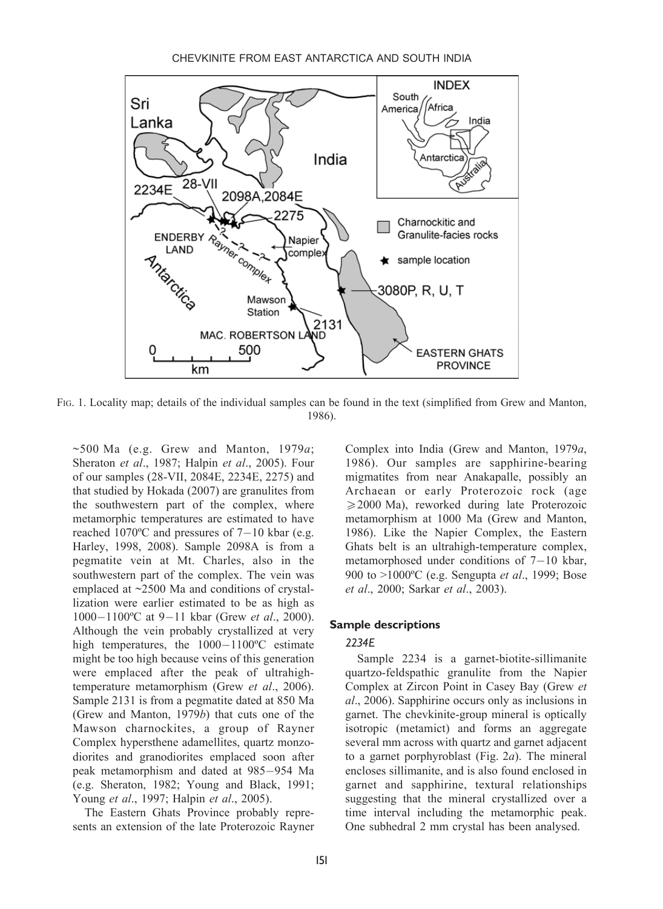FIG. 1. Locality map; details of the individual samples can be found in the text (simplified from Grew and Manton, 1986).

~500 Ma (e.g. Grew and Manton, 1979*a*; Sheraton *et al*., 1987; Halpin *et al*., 2005). Four of our samples (28-VII, 2084E, 2234E, 2275) and that studied by Hokada (2007) are granulites from the southwestern part of the complex, where metamorphic temperatures are estimated to have reached 1070ºC and pressures of 7−10 kbar (e.g. Harley, 1998, 2008). Sample 2098A is from a pegmatite vein at Mt. Charles, also in the southwestern part of the complex. The vein was emplaced at ~2500 Ma and conditions of crystallization were earlier estimated to be as high as 1000−1100ºC at 9−11 kbar (Grew *et al*., 2000). Although the vein probably crystallized at very high temperatures, the 1000−1100ºC estimate might be too high because veins of this generation were emplaced after the peak of ultrahigh-temperature metamorphism (Grew *et al*., 2006). Sample 2131 is from a pegmatite dated at 850 Ma (Grew and Manton, 1979*b*) that cuts one of the Mawson charnockites, a group of Rayner Complex hypersthene adamellites, quartz monzodiorites and granodiorites emplaced soon after peak metamorphism and dated at 985−954 Ma (e.g. Sheraton, 1982; Young and Black, 1991; Young *et al*., 1997; Halpin *et al*., 2005).

The Eastern Ghats Province probably represents an extension of the late Proterozoic Rayner Complex into India (Grew and Manton, 1979*a*, 1986). Our samples are sapphirine-bearing migmatites from near Anakapalle, possibly an Archaean or early Proterozoic rock (age ⩾2000 Ma), reworked during late Proterozoic metamorphism at 1000 Ma (Grew and Manton, 1986). Like the Napier Complex, the Eastern Ghats belt is an ultrahigh-temperature complex, metamorphosed under conditions of 7−10 kbar, 900 to >1000ºC (e.g. Sengupta *et al*., 1999; Bose *et al*., 2000; Sarkar *et al*., 2003).

## Sample descriptions

### *2234E*

Sample 2234 is a garnet-biotite-sillimanite quartzo-feldspathic granulite from the Napier Complex at Zircon Point in Casey Bay (Grew *et al*., 2006). Sapphirine occurs only as inclusions in garnet. The chevkinite-group mineral is optically isotropic (metamict) and forms an aggregate several mm across with quartz and garnet adjacent to a garnet porphyroblast (Fig. 2*a*). The mineral encloses sillimanite, and is also found enclosed in garnet and sapphirine, textural relationships suggesting that the mineral crystallized over a time interval including the metamorphic peak. One subhedral 2 mm crystal has been analysed.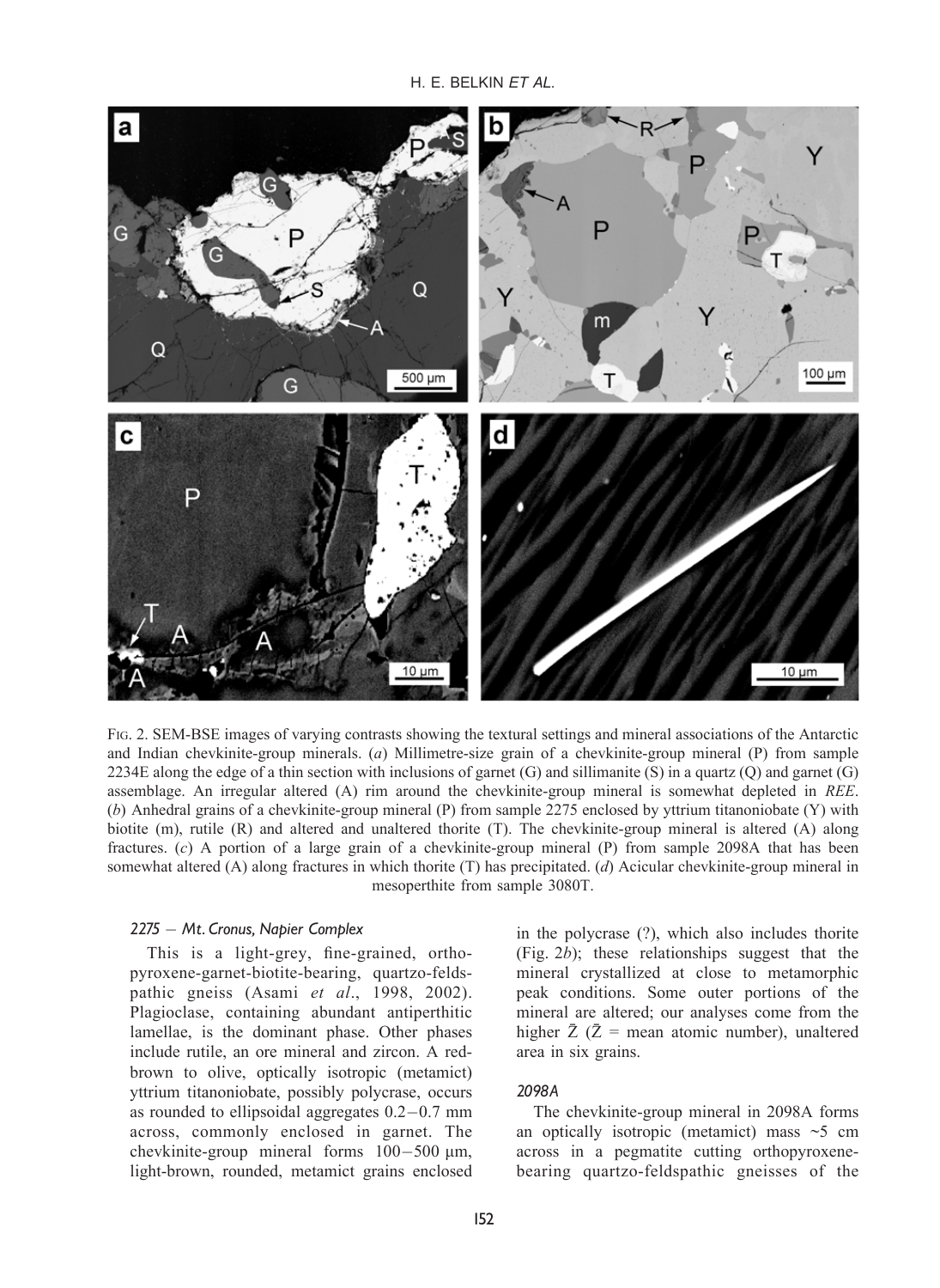FIG. 2. SEM-BSE images of varying contrasts showing the textural settings and mineral associations of the Antarctic and Indian chevkinite-group minerals. (*a*) Millimetre-size grain of a chevkinite-group mineral (P) from sample 2234E along the edge of a thin section with inclusions of garnet (G) and sillimanite (S) in a quartz (Q) and garnet (G) assemblage. An irregular altered (A) rim around the chevkinite-group mineral is somewhat depleted in *REE*. (*b*) Anhedral grains of a chevkinite-group mineral (P) from sample 2275 enclosed by yttrium titanoniobate (Y) with biotite (m), rutile (R) and altered and unaltered thorite (T). The chevkinite-group mineral is altered (A) along fractures. (*c*) A portion of a large grain of a chevkinite-group mineral (P) from sample 2098A that has been somewhat altered (A) along fractures in which thorite (T) has precipitated. (*d*) Acicular chevkinite-group mineral in mesoperthite from sample 3080T.

### *2275 – Mt. Cronus, Napier Complex*

This is a light-grey, fine-grained, orthopyroxene-garnet-biotite-bearing, quartzo-feldspathic gneiss (Asami *et al.*, 1998, 2002). Plagioclase, containing abundant antiperthitic lamellae, is the dominant phase. Other phases include rutile, an ore mineral and zircon. A red-brown to olive, optically isotropic (metamict) yttrium titanoniobate, possibly polycrase, occurs as rounded to ellipsoidal aggregates 0.2–0.7 mm across, commonly enclosed in garnet. The chevkinite-group mineral forms 100–500 μm, light-brown, rounded, metamict grains enclosed in the polycrase (?), which also includes thorite (Fig. 2*b*); these relationships suggest that the mineral crystallized at close to metamorphic peak conditions. Some outer portions of the mineral are altered; our analyses come from the higher $\bar{Z}$ ($\bar{Z}$ = mean atomic number), unaltered area in six grains.

### *2098A*

The chevkinite-group mineral in 2098A forms an optically isotropic (metamict) mass ~5 cm across in a pegmatite cutting orthopyroxene-bearing quartzo-feldspathic gneisses of the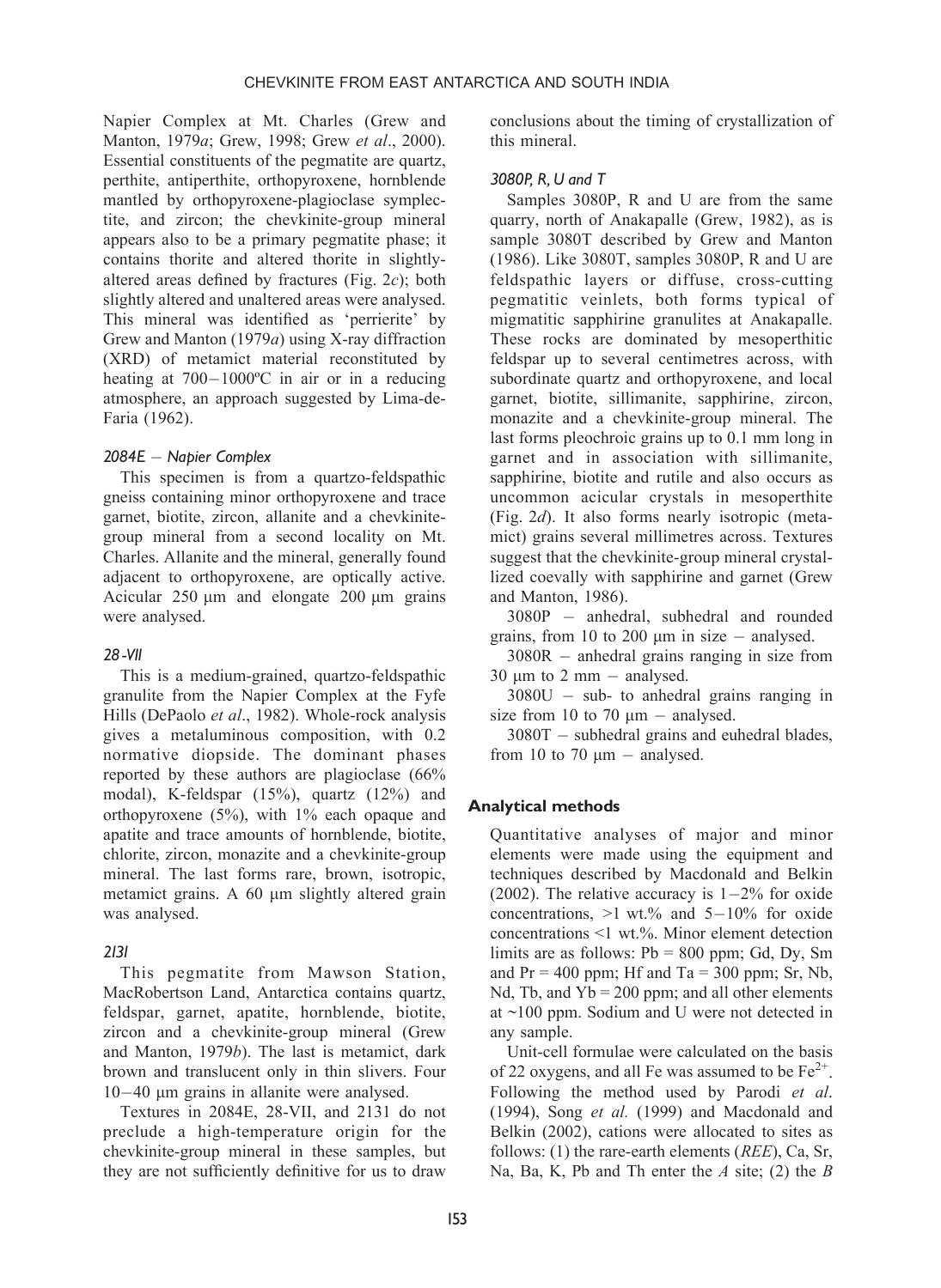Napier Complex at Mt. Charles (Grew and Manton, 1979*a*; Grew, 1998; Grew *et al*., 2000). Essential constituents of the pegmatite are quartz, perthite, antiperthite, orthopyroxene, hornblende mantled by orthopyroxene-plagioclase symplectite, and zircon; the chevkinite-group mineral appears also to be a primary pegmatite phase; it contains thorite and altered thorite in slightly-altered areas defined by fractures (Fig. 2*c*); both slightly altered and unaltered areas were analysed. This mineral was identified as 'perrierite' by Grew and Manton (1979*a*) using X-ray diffraction (XRD) of metamict material reconstituted by heating at 700–1000ºC in air or in a reducing atmosphere, an approach suggested by Lima-de-Faria (1962).

### *2084E – Napier Complex*

This specimen is from a quartzo-feldspathic gneiss containing minor orthopyroxene and trace garnet, biotite, zircon, allanite and a chevkinite-group mineral from a second locality on Mt. Charles. Allanite and the mineral, generally found adjacent to orthopyroxene, are optically active. Acicular 250 μm and elongate 200 μm grains were analysed.

### *28-VII*

This is a medium-grained, quartzo-feldspathic granulite from the Napier Complex at the Fyfe Hills (DePaolo *et al*., 1982). Whole-rock analysis gives a metaluminous composition, with 0.2 normative diopside. The dominant phases reported by these authors are plagioclase (66% modal), K-feldspar (15%), quartz (12%) and orthopyroxene (5%), with 1% each opaque and apatite and trace amounts of hornblende, biotite, chlorite, zircon, monazite and a chevkinite-group mineral. The last forms rare, brown, isotropic, metamict grains. A 60 μm slightly altered grain was analysed.

### *2131*

This pegmatite from Mawson Station, MacRobertson Land, Antarctica contains quartz, feldspar, garnet, apatite, hornblende, biotite, zircon and a chevkinite-group mineral (Grew and Manton, 1979*b*). The last is metamict, dark brown and translucent only in thin slivers. Four 10–40 μm grains in allanite were analysed.

Textures in 2084E, 28-VII, and 2131 do not preclude a high-temperature origin for the chevkinite-group mineral in these samples, but they are not sufficiently definitive for us to draw conclusions about the timing of crystallization of this mineral.

### *3080P, R, U and T*

Samples 3080P, R and U are from the same quarry, north of Anakapalle (Grew, 1982), as is sample 3080T described by Grew and Manton (1986). Like 3080T, samples 3080P, R and U are feldspathic layers or diffuse, cross-cutting pegmatitic veinlets, both forms typical of migmatitic sapphirine granulites at Anakapalle. These rocks are dominated by mesoperthitic feldspar up to several centimetres across, with subordinate quartz and orthopyroxene, and local garnet, biotite, sillimanite, sapphirine, zircon, monazite and a chevkinite-group mineral. The last forms pleochroic grains up to 0.1 mm long in garnet and in association with sillimanite, sapphirine, biotite and rutile and also occurs as uncommon acicular crystals in mesoperthite (Fig. 2*d*). It also forms nearly isotropic (metamict) grains several millimetres across. Textures suggest that the chevkinite-group mineral crystallized coevally with sapphirine and garnet (Grew and Manton, 1986).

3080P – anhedral, subhedral and rounded grains, from 10 to 200 μm in size – analysed.

3080R – anhedral grains ranging in size from 30 μm to 2 mm – analysed.

3080U – sub- to anhedral grains ranging in size from 10 to 70 μm – analysed.

3080T – subhedral grains and euhedral blades, from 10 to 70 μm – analysed.

## Analytical methods

Quantitative analyses of major and minor elements were made using the equipment and techniques described by Macdonald and Belkin (2002). The relative accuracy is 1–2% for oxide concentrations, >1 wt.% and 5–10% for oxide concentrations <1 wt.%. Minor element detection limits are as follows: Pb = 800 ppm; Gd, Dy, Sm and Pr = 400 ppm; Hf and Ta = 300 ppm; Sr, Nb, Nd, Tb, and Yb = 200 ppm; and all other elements at ~100 ppm. Sodium and U were not detected in any sample.

Unit-cell formulae were calculated on the basis of 22 oxygens, and all Fe was assumed to be $Fe^{2+}$. Following the method used by Parodi *et al*. (1994), Song *et al.* (1999) and Macdonald and Belkin (2002), cations were allocated to sites as follows: (1) the rare-earth elements (*REE*), Ca, Sr, Na, Ba, K, Pb and Th enter the *A* site; (2) the *B*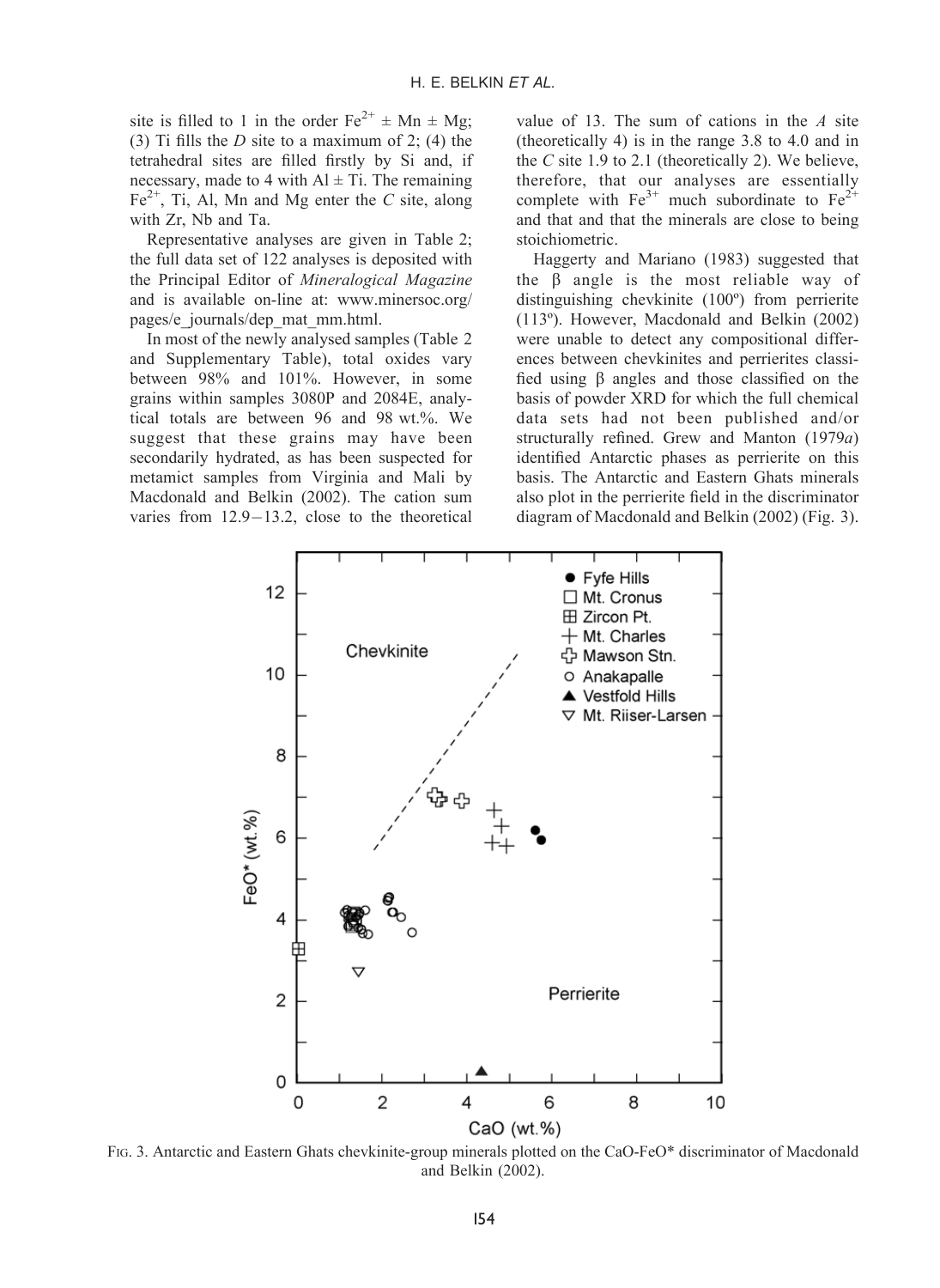site is filled to 1 in the order $Fe^{2+} \pm Mn \pm Mg$; (3) Ti fills the *D* site to a maximum of 2; (4) the tetrahedral sites are filled firstly by Si and, if necessary, made to 4 with Al ± Ti. The remaining $Fe^{2+}$, Ti, Al, Mn and Mg enter the *C* site, along with Zr, Nb and Ta.

Representative analyses are given in Table 2; the full data set of 122 analyses is deposited with the Principal Editor of *Mineralogical Magazine* and is available on-line at: www.minersoc.org/pages/e_journals/dep_mat_mm.html.

In most of the newly analysed samples (Table 2 and Supplementary Table), total oxides vary between 98% and 101%. However, in some grains within samples 3080P and 2084E, analytical totals are between 96 and 98 wt.%. We suggest that these grains may have been secondarily hydrated, as has been suspected for metamict samples from Virginia and Mali by Macdonald and Belkin (2002). The cation sum varies from 12.9–13.2, close to the theoretical value of 13. The sum of cations in the *A* site (theoretically 4) is in the range 3.8 to 4.0 and in the *C* site 1.9 to 2.1 (theoretically 2). We believe, therefore, that our analyses are essentially complete with $Fe^{3+}$ much subordinate to $Fe^{2+}$ and that and that the minerals are close to being stoichiometric.

Haggerty and Mariano (1983) suggested that the β angle is the most reliable way of distinguishing chevkinite (100º) from perrierite (113º). However, Macdonald and Belkin (2002) were unable to detect any compositional differences between chevkinites and perrierites classified using β angles and those classified on the basis of powder XRD for which the full chemical data sets had not been published and/or structurally refined. Grew and Manton (1979*a*) identified Antarctic phases as perrierite on this basis. The Antarctic and Eastern Ghats minerals also plot in the perrierite field in the discriminator diagram of Macdonald and Belkin (2002) (Fig. 3).

FIG. 3. Antarctic and Eastern Ghats chevkinite-group minerals plotted on the CaO-FeO* discriminator of Macdonald and Belkin (2002).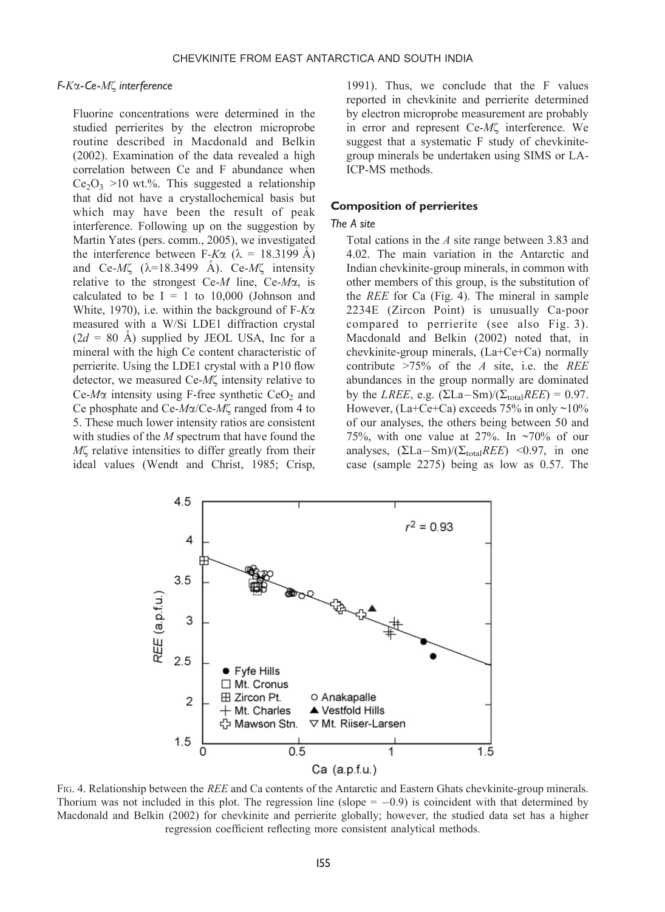### F-$K\alpha$-Ce-$M\zeta$ interference

Fluorine concentrations were determined in the studied perrierites by the electron microprobe routine described in Macdonald and Belkin (2002). Examination of the data revealed a high correlation between Ce and F abundance when $Ce_2O_3$ >10 wt.%. This suggested a relationship that did not have a crystallochemical basis but which may have been the result of peak interference. Following up on the suggestion by Martin Yates (pers. comm., 2005), we investigated the interference between F-$K\alpha$ ($\lambda$ = 18.3199 Å) and Ce-$M\zeta$ ($\lambda$=18.3499 Å). Ce-$M\zeta$ intensity relative to the strongest Ce-$M$ line, Ce-$M\alpha$, is calculated to be I = 1 to 10,000 (Johnson and White, 1970), i.e. within the background of F-$K\alpha$ measured with a W/Si LDE1 diffraction crystal ($2d$ = 80 Å) supplied by JEOL USA, Inc for a mineral with the high Ce content characteristic of perrierite. Using the LDE1 crystal with a P10 flow detector, we measured Ce-$M\zeta$ intensity relative to Ce-$M\alpha$ intensity using F-free synthetic $CeO_2$ and Ce phosphate and Ce-$M\alpha$/Ce-$M\zeta$ ranged from 4 to 5. These much lower intensity ratios are consistent with studies of the $M$ spectrum that have found the $M\zeta$ relative intensities to differ greatly from their ideal values (Wendt and Christ, 1985; Crisp, 1991). Thus, we conclude that the F values reported in chevkinite and perrierite determined by electron microprobe measurement are probably in error and represent Ce-$M\zeta$ interference. We suggest that a systematic F study of chevkinite-group minerals be undertaken using SIMS or LA-ICP-MS methods.

## Composition of perrierites

### The A site

Total cations in the $A$ site range between 3.83 and 4.02. The main variation in the Antarctic and Indian chevkinite-group minerals, in common with other members of this group, is the substitution of the *REE* for Ca (Fig. 4). The mineral in sample 2234E (Zircon Point) is unusually Ca-poor compared to perrierite (see also Fig. 3). Macdonald and Belkin (2002) noted that, in chevkinite-group minerals, (La+Ce+Ca) normally contribute >75% of the $A$ site, i.e. the *REE* abundances in the group normally are dominated by the *LREE*, e.g. $(\Sigma\text{La}-\text{Sm})/(\Sigma_{\text{total}}REE)$ = 0.97. However, (La+Ce+Ca) exceeds 75% in only ~10% of our analyses, the others being between 50 and 75%, with one value at 27%. In ~70% of our analyses, $(\Sigma\text{La}-\text{Sm})/(\Sigma_{\text{total}}REE)$ <0.97, in one case (sample 2275) being as low as 0.57. The

FIG. 4. Relationship between the *REE* and Ca contents of the Antarctic and Eastern Ghats chevkinite-group minerals. Thorium was not included in this plot. The regression line (slope = −0.9) is coincident with that determined by Macdonald and Belkin (2002) for chevkinite and perrierite globally; however, the studied data set has a higher regression coefficient reflecting more consistent analytical methods.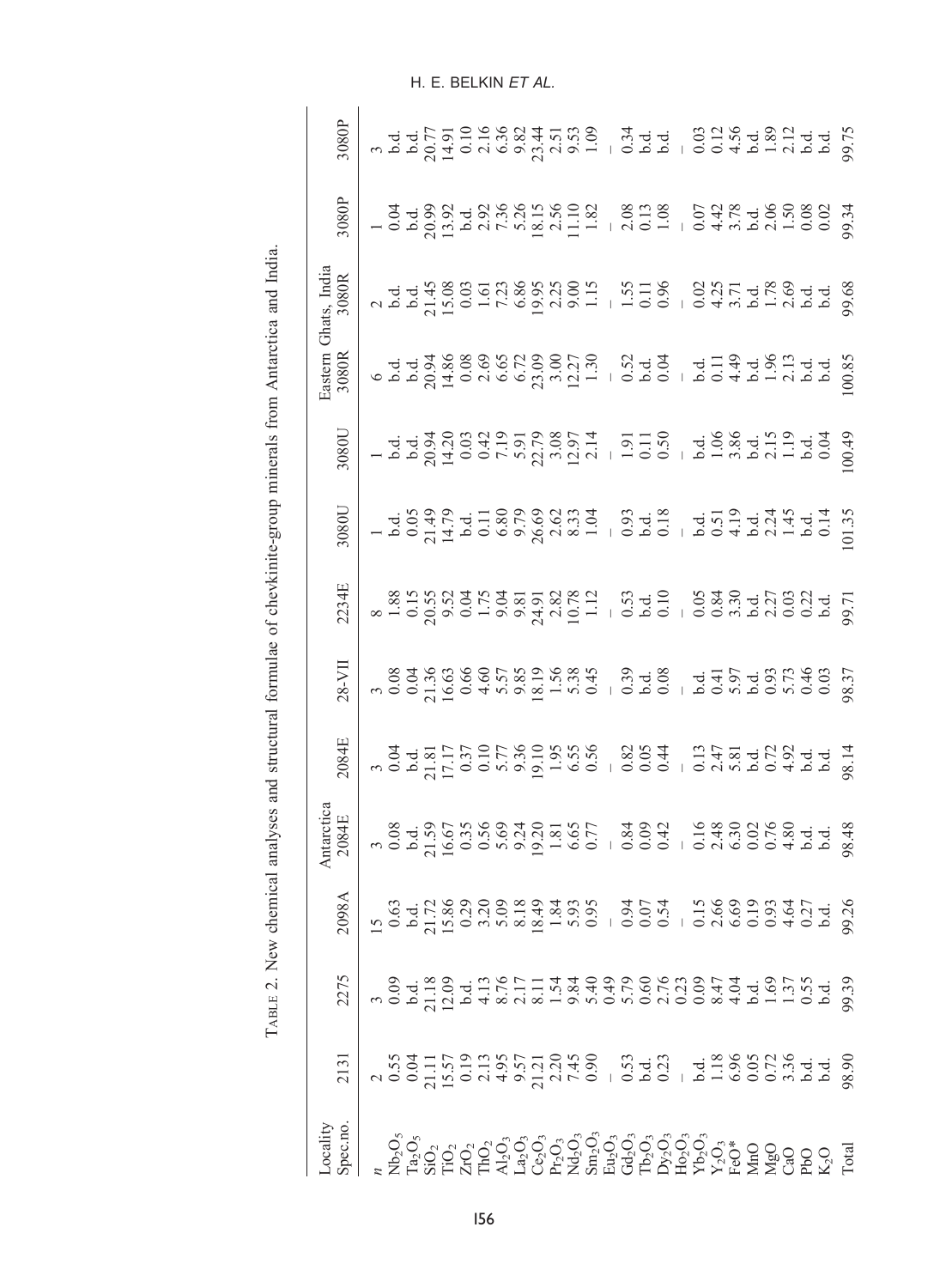TABLE 2. New chemical analyses and structural formulae of chevkinite-group minerals from Antarctica and India.

| Locality | | | | Antarctica | | | | | | Eastern Ghats, India | | | |
|---|---|---|---|---|---|---|---|---|---|---|---|---|---|
| Spec.no. | 2131 | 2275 | 2098A | 2084E | 2084E | 28-VII | 2234E | 3080U | 3080U | 3080R | 3080R | 3080P | 3080P |
| $n$ | 2 | 3 | 15 | 3 | 3 | 3 | 8 | 1 | 1 | 6 | 2 | 1 | 3 |
| $Nb_2O_5$ | 0.55 | 0.09 | 0.63 | 0.08 | 0.04 | 0.08 | 1.88 | b.d. | b.d. | b.d. | b.d. | 0.04 | b.d. |
| $Ta_2O_5$ | 0.04 | b.d. | b.d. | b.d. | b.d. | 0.04 | 0.15 | 0.05 | b.d. | b.d. | b.d. | b.d. | b.d. |
| $SiO_2$ | 21.11 | 21.18 | 21.72 | 21.59 | 21.81 | 21.36 | 20.55 | 21.49 | 20.94 | 20.94 | 21.45 | 20.99 | 20.77 |
| $TiO_2$ | 15.57 | 12.09 | 15.86 | 16.67 | 17.17 | 16.63 | 9.52 | 14.79 | 14.20 | 14.86 | 15.08 | 13.92 | 14.91 |
| $ZrO_2$ | 0.19 | b.d. | 0.29 | 0.35 | 0.37 | 0.66 | 0.04 | b.d. | 0.03 | 0.08 | 0.03 | b.d. | 0.10 |
| $ThO_2$ | 2.13 | 4.13 | 3.20 | 0.56 | 0.10 | 4.60 | 1.75 | 0.11 | 0.42 | 2.69 | 1.61 | 2.92 | 2.16 |
| $Al_2O_3$ | 4.95 | 8.76 | 5.09 | 5.69 | 5.77 | 5.57 | 9.04 | 6.80 | 7.19 | 6.65 | 7.23 | 7.36 | 6.36 |
| $La_2O_3$ | 9.57 | 2.17 | 8.18 | 9.24 | 9.36 | 9.85 | 9.81 | 9.79 | 5.91 | 6.72 | 6.86 | 5.26 | 9.82 |
| $Ce_2O_3$ | 21.21 | 8.11 | 18.49 | 19.20 | 19.10 | 18.19 | 24.91 | 26.69 | 22.79 | 23.09 | 19.95 | 18.15 | 23.44 |
| $Pr_2O_3$ | 2.20 | 1.54 | 1.84 | 1.81 | 1.95 | 1.56 | 2.82 | 2.62 | 3.08 | 3.00 | 2.25 | 2.56 | 2.51 |
| $Nd_2O_3$ | 7.45 | 9.84 | 5.93 | 6.65 | 6.55 | 5.38 | 10.78 | 8.33 | 12.97 | 12.27 | 9.00 | 11.10 | 9.53 |
| $Sm_2O_3$ | 0.90 | 5.40 | 0.95 | 0.77 | 0.56 | 0.45 | 1.12 | 1.04 | 2.14 | 1.30 | 1.15 | 1.82 | 1.09 |
| $Eu_2O_3$ | – | 0.49 | – | – | – | – | – | – | – | – | – | – | – |
| $Gd_2O_3$ | 0.53 | 5.79 | 0.94 | 0.84 | 0.82 | 0.39 | 0.53 | 0.93 | 1.91 | 0.52 | 1.55 | 2.08 | 0.34 |
| $Tb_2O_3$ | b.d. | 0.60 | 0.07 | 0.09 | 0.05 | b.d. | b.d. | b.d. | 0.11 | b.d. | 0.11 | 0.13 | b.d. |
| $Dy_2O_3$ | 0.23 | 2.76 | 0.54 | 0.42 | 0.44 | 0.08 | 0.10 | 0.18 | 0.50 | 0.04 | 0.96 | 1.08 | b.d. |
| $Ho_2O_3$ | – | 0.23 | – | – | – | – | – | – | – | – | – | – | – |
| $Yb_2O_3$ | b.d. | 0.09 | 0.15 | 0.16 | 0.13 | b.d. | 0.05 | b.d. | b.d. | b.d. | 0.02 | 0.07 | 0.03 |
| $Y_2O_3$ | 1.18 | 8.47 | 2.66 | 2.48 | 2.47 | 0.41 | 0.84 | 0.51 | 1.06 | 0.11 | 4.25 | 4.42 | 0.12 |
| FeO* | 6.96 | 4.04 | 6.69 | 6.30 | 5.81 | 5.97 | 3.30 | 4.19 | 3.86 | 4.49 | 3.71 | 3.78 | 4.56 |
| MnO | 0.05 | b.d. | 0.19 | 0.02 | b.d. | b.d. | b.d. | b.d. | b.d. | b.d. | b.d. | b.d. | b.d. |
| MgO | 0.72 | 1.69 | 0.93 | 0.76 | 0.72 | 0.93 | 2.27 | 2.24 | 2.15 | 1.96 | 1.78 | 2.06 | 1.89 |
| CaO | 3.36 | 1.37 | 4.64 | 4.80 | 4.92 | 5.73 | 0.03 | 1.45 | 1.19 | 2.13 | 2.69 | 1.50 | 2.12 |
| PbO | b.d. | 0.55 | 0.27 | b.d. | b.d. | 0.46 | 0.22 | b.d. | b.d. | b.d. | b.d. | 0.08 | b.d. |
| $K_2O$ | b.d. | b.d. | b.d. | b.d. | b.d. | 0.03 | b.d. | 0.14 | 0.04 | b.d. | b.d. | 0.02 | b.d. |
| Total | 98.90 | 99.39 | 99.26 | 98.48 | 98.14 | 98.37 | 99.71 | 101.35 | 100.49 | 100.85 | 99.68 | 99.34 | 99.75 |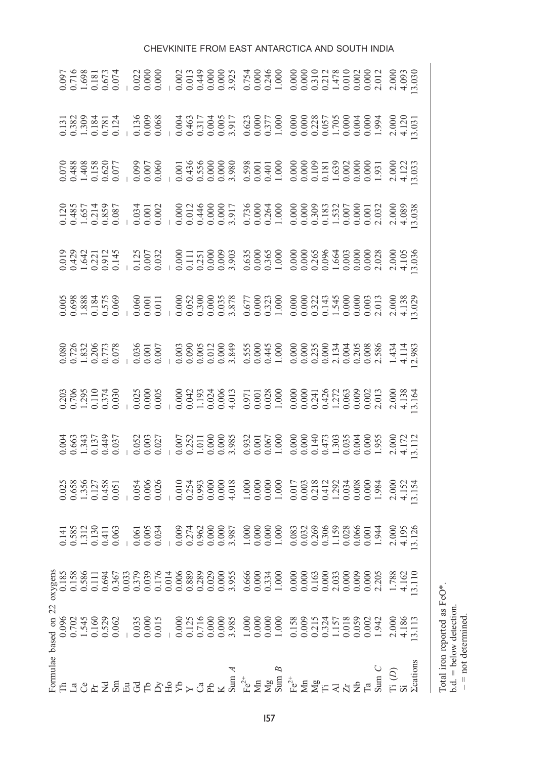| Formulae based on 22 oxygens | | | | | | | | | | | | | |
|---|---|---|---|---|---|---|---|---|---|---|---|---|---|
| Th | 0.096 | 0.185 | 0.141 | 0.025 | 0.004 | 0.203 | 0.080 | 0.005 | 0.019 | 0.120 | 0.070 | 0.131 | 0.097 |
| La | 0.702 | 0.158 | 0.585 | 0.658 | 0.663 | 0.706 | 0.726 | 0.698 | 0.429 | 0.485 | 0.488 | 0.382 | 0.716 |
| Ce | 1.545 | 0.586 | 1.312 | 1.356 | 1.343 | 1.295 | 1.832 | 1.888 | 1.642 | 1.657 | 1.408 | 1.309 | 1.698 |
| Pr | 0.160 | 0.111 | 0.130 | 0.127 | 0.137 | 0.110 | 0.206 | 0.184 | 0.221 | 0.214 | 0.158 | 0.184 | 0.181 |
| Nd | 0.529 | 0.694 | 0.411 | 0.458 | 0.449 | 0.374 | 0.773 | 0.575 | 0.912 | 0.859 | 0.620 | 0.781 | 0.673 |
| Sm | 0.062 | 0.367 | 0.063 | 0.051 | 0.037 | 0.030 | 0.078 | 0.069 | 0.145 | 0.087 | 0.077 | 0.124 | 0.074 |
| Eu | – | 0.033 | – | – | – | – | – | – | – | – | – | – | – |
| Gd | 0.035 | 0.379 | 0.061 | 0.054 | 0.052 | 0.025 | 0.036 | 0.060 | 0.125 | 0.034 | 0.099 | 0.136 | 0.022 |
| Tb | 0.000 | 0.039 | 0.005 | 0.006 | 0.003 | 0.000 | 0.001 | 0.001 | 0.007 | 0.001 | 0.007 | 0.009 | 0.000 |
| Dy | 0.015 | 0.176 | 0.034 | 0.026 | 0.027 | 0.005 | 0.007 | 0.011 | 0.032 | 0.002 | 0.060 | 0.068 | 0.000 |
| Ho | – | 0.014 | – | – | – | – | – | – | – | – | – | – | – |
| Yb | 0.000 | 0.006 | 0.009 | 0.010 | 0.007 | 0.000 | 0.003 | 0.000 | 0.000 | 0.000 | 0.001 | 0.004 | 0.002 |
| Y | 0.125 | 0.889 | 0.274 | 0.254 | 0.252 | 0.042 | 0.090 | 0.052 | 0.111 | 0.012 | 0.436 | 0.463 | 0.013 |
| Ca | 0.716 | 0.289 | 0.962 | 0.993 | 1.011 | 1.193 | 0.005 | 0.300 | 0.251 | 0.446 | 0.556 | 0.317 | 0.449 |
| Pb | 0.000 | 0.029 | 0.000 | 0.000 | 0.000 | 0.024 | 0.012 | 0.000 | 0.000 | 0.000 | 0.000 | 0.004 | 0.000 |
| K | 0.000 | 0.000 | 0.000 | 0.000 | 0.000 | 0.006 | 0.000 | 0.035 | 0.009 | 0.000 | 0.000 | 0.005 | 0.000 |
| Sum *A* | 3.985 | 3.955 | 3.987 | 4.018 | 3.985 | 4.013 | 3.849 | 3.878 | 3.903 | 3.917 | 3.980 | 3.917 | 3.925 |
| $Fe^{2+}$ | 1.000 | 0.666 | 1.000 | 1.000 | 0.932 | 0.971 | 0.555 | 0.677 | 0.635 | 0.736 | 0.598 | 0.623 | 0.754 |
| Mn | 0.000 | 0.000 | 0.000 | 0.000 | 0.001 | 0.001 | 0.000 | 0.000 | 0.000 | 0.000 | 0.001 | 0.000 | 0.000 |
| Mg | 0.000 | 0.334 | 0.000 | 0.000 | 0.067 | 0.028 | 0.445 | 0.323 | 0.365 | 0.264 | 0.401 | 0.377 | 0.246 |
| Sum *B* | 1.000 | 1.000 | 1.000 | 1.000 | 1.000 | 1.000 | 1.000 | 1.000 | 1.000 | 1.000 | 1.000 | 1.000 | 1.000 |
| $Fe^{2+}$ | 0.158 | 0.000 | 0.083 | 0.017 | 0.000 | 0.000 | 0.000 | 0.000 | 0.000 | 0.000 | 0.000 | 0.000 | 0.000 |
| Mn | 0.009 | 0.000 | 0.032 | 0.003 | 0.000 | 0.000 | 0.000 | 0.000 | 0.000 | 0.000 | 0.000 | 0.000 | 0.000 |
| Mg | 0.215 | 0.163 | 0.269 | 0.218 | 0.140 | 0.241 | 0.235 | 0.322 | 0.265 | 0.309 | 0.109 | 0.228 | 0.310 |
| Ti | 0.324 | 0.000 | 0.306 | 0.412 | 0.473 | 0.426 | 0.000 | 0.143 | 0.096 | 0.183 | 0.181 | 0.057 | 0.212 |
| Al | 1.157 | 2.033 | 1.159 | 1.292 | 1.303 | 1.272 | 2.134 | 1.545 | 1.664 | 1.532 | 1.639 | 1.705 | 1.478 |
| Zr | 0.018 | 0.000 | 0.028 | 0.034 | 0.035 | 0.063 | 0.004 | 0.000 | 0.003 | 0.007 | 0.002 | 0.000 | 0.010 |
| Nb | 0.059 | 0.009 | 0.066 | 0.008 | 0.004 | 0.009 | 0.205 | 0.000 | 0.000 | 0.000 | 0.000 | 0.004 | 0.002 |
| Ta | 0.002 | 0.000 | 0.001 | 0.000 | 0.000 | 0.002 | 0.008 | 0.003 | 0.000 | 0.001 | 0.000 | 0.000 | 0.000 |
| Sum *C* | 1.942 | 2.205 | 1.944 | 1.984 | 1.955 | 2.013 | 2.586 | 2.013 | 2.028 | 2.032 | 1.931 | 1.994 | 2.012 |
| Ti (*D*) | 2.000 | 1.788 | 2.000 | 2.000 | 2.000 | 2.000 | 1.434 | 2.000 | 2.000 | 2.000 | 2.000 | 2.000 | 2.000 |
| Si | 4.186 | 4.162 | 4.195 | 4.152 | 4.172 | 4.138 | 4.114 | 4.138 | 4.105 | 4.089 | 4.122 | 4.120 | 4.093 |
| Σcations | 13.113 | 13.110 | 13.126 | 13.154 | 13.112 | 13.164 | 12.983 | 13.029 | 13.036 | 13.038 | 13.033 | 13.031 | 13.030 |

Total iron reported as FeO*.
b.d. = below detection.
– = not determined.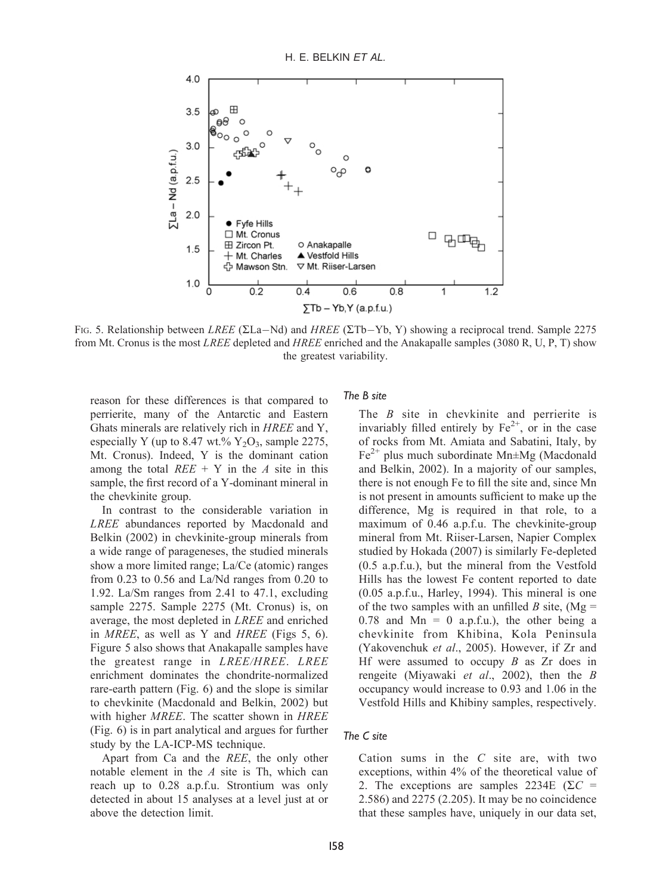FIG. 5. Relationship between *LREE* (ΣLa–Nd) and *HREE* (ΣTb–Yb, Y) showing a reciprocal trend. Sample 2275 from Mt. Cronus is the most *LREE* depleted and *HREE* enriched and the Anakapalle samples (3080 R, U, P, T) show the greatest variability.

reason for these differences is that compared to perrierite, many of the Antarctic and Eastern Ghats minerals are relatively rich in *HREE* and Y, especially Y (up to 8.47 wt.% $Y_2O_3$, sample 2275, Mt. Cronus). Indeed, Y is the dominant cation among the total *REE* + Y in the *A* site in this sample, the first record of a Y-dominant mineral in the chevkinite group.

In contrast to the considerable variation in *LREE* abundances reported by Macdonald and Belkin (2002) in chevkinite-group minerals from a wide range of parageneses, the studied minerals show a more limited range; La/Ce (atomic) ranges from 0.23 to 0.56 and La/Nd ranges from 0.20 to 1.92. La/Sm ranges from 2.41 to 47.1, excluding sample 2275. Sample 2275 (Mt. Cronus) is, on average, the most depleted in *LREE* and enriched in *MREE*, as well as Y and *HREE* (Figs 5, 6). Figure 5 also shows that Anakapalle samples have the greatest range in *LREE*/*HREE*. *LREE* enrichment dominates the chondrite-normalized rare-earth pattern (Fig. 6) and the slope is similar to chevkinite (Macdonald and Belkin, 2002) but with higher *MREE*. The scatter shown in *HREE* (Fig. 6) is in part analytical and argues for further study by the LA-ICP-MS technique.

Apart from Ca and the *REE*, the only other notable element in the *A* site is Th, which can reach up to 0.28 a.p.f.u. Strontium was only detected in about 15 analyses at a level just at or above the detection limit.

### The B site

The *B* site in chevkinite and perrierite is invariably filled entirely by $Fe^{2+}$, or in the case of rocks from Mt. Amiata and Sabatini, Italy, by $Fe^{2+}$ plus much subordinate Mn±Mg (Macdonald and Belkin, 2002). In a majority of our samples, there is not enough Fe to fill the site and, since Mn is not present in amounts sufficient to make up the difference, Mg is required in that role, to a maximum of 0.46 a.p.f.u. The chevkinite-group mineral from Mt. Riiser-Larsen, Napier Complex studied by Hokada (2007) is similarly Fe-depleted (0.5 a.p.f.u.), but the mineral from the Vestfold Hills has the lowest Fe content reported to date (0.05 a.p.f.u., Harley, 1994). This mineral is one of the two samples with an unfilled *B* site, (Mg = 0.78 and Mn = 0 a.p.f.u.), the other being a chevkinite from Khibina, Kola Peninsula (Yakovenchuk *et al*., 2005). However, if Zr and Hf were assumed to occupy *B* as Zr does in rengeite (Miyawaki *et al*., 2002), then the *B* occupancy would increase to 0.93 and 1.06 in the Vestfold Hills and Khibiny samples, respectively.

### The C site

Cation sums in the *C* site are, with two exceptions, within 4% of the theoretical value of 2. The exceptions are samples 2234E ($\Sigma C$ = 2.586) and 2275 (2.205). It may be no coincidence that these samples have, uniquely in our data set,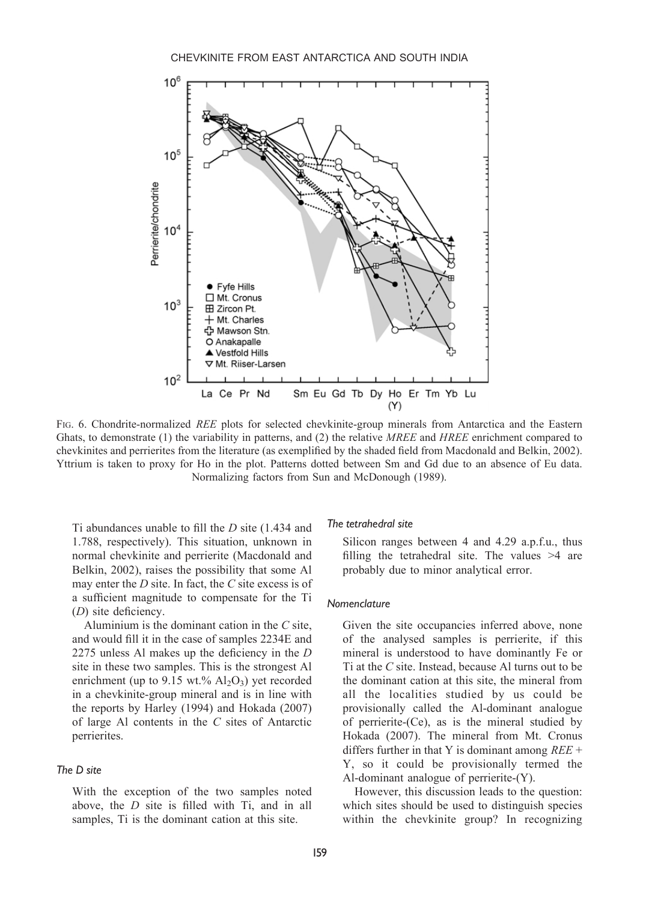FIG. 6. Chondrite-normalized *REE* plots for selected chevkinite-group minerals from Antarctica and the Eastern Ghats, to demonstrate (1) the variability in patterns, and (2) the relative *MREE* and *HREE* enrichment compared to chevkinites and perrierites from the literature (as exemplified by the shaded field from Macdonald and Belkin, 2002). Yttrium is taken to proxy for Ho in the plot. Patterns dotted between Sm and Gd due to an absence of Eu data. Normalizing factors from Sun and McDonough (1989).

Ti abundances unable to fill the *D* site (1.434 and 1.788, respectively). This situation, unknown in normal chevkinite and perrierite (Macdonald and Belkin, 2002), raises the possibility that some Al may enter the *D* site. In fact, the *C* site excess is of a sufficient magnitude to compensate for the Ti (*D*) site deficiency.

Aluminium is the dominant cation in the *C* site, and would fill it in the case of samples 2234E and 2275 unless Al makes up the deficiency in the *D* site in these two samples. This is the strongest Al enrichment (up to 9.15 wt.% $Al_2O_3$) yet recorded in a chevkinite-group mineral and is in line with the reports by Harley (1994) and Hokada (2007) of large Al contents in the *C* sites of Antarctic perrierites.

### The D site

With the exception of the two samples noted above, the *D* site is filled with Ti, and in all samples, Ti is the dominant cation at this site.

### The tetrahedral site

Silicon ranges between 4 and 4.29 a.p.f.u., thus filling the tetrahedral site. The values >4 are probably due to minor analytical error.

### Nomenclature

Given the site occupancies inferred above, none of the analysed samples is perrierite, if this mineral is understood to have dominantly Fe or Ti at the *C* site. Instead, because Al turns out to be the dominant cation at this site, the mineral from all the localities studied by us could be provisionally called the Al-dominant analogue of perrierite-(Ce), as is the mineral studied by Hokada (2007). The mineral from Mt. Cronus differs further in that Y is dominant among *REE* + Y, so it could be provisionally termed the Al-dominant analogue of perrierite-(Y).

However, this discussion leads to the question: which sites should be used to distinguish species within the chevkinite group? In recognizing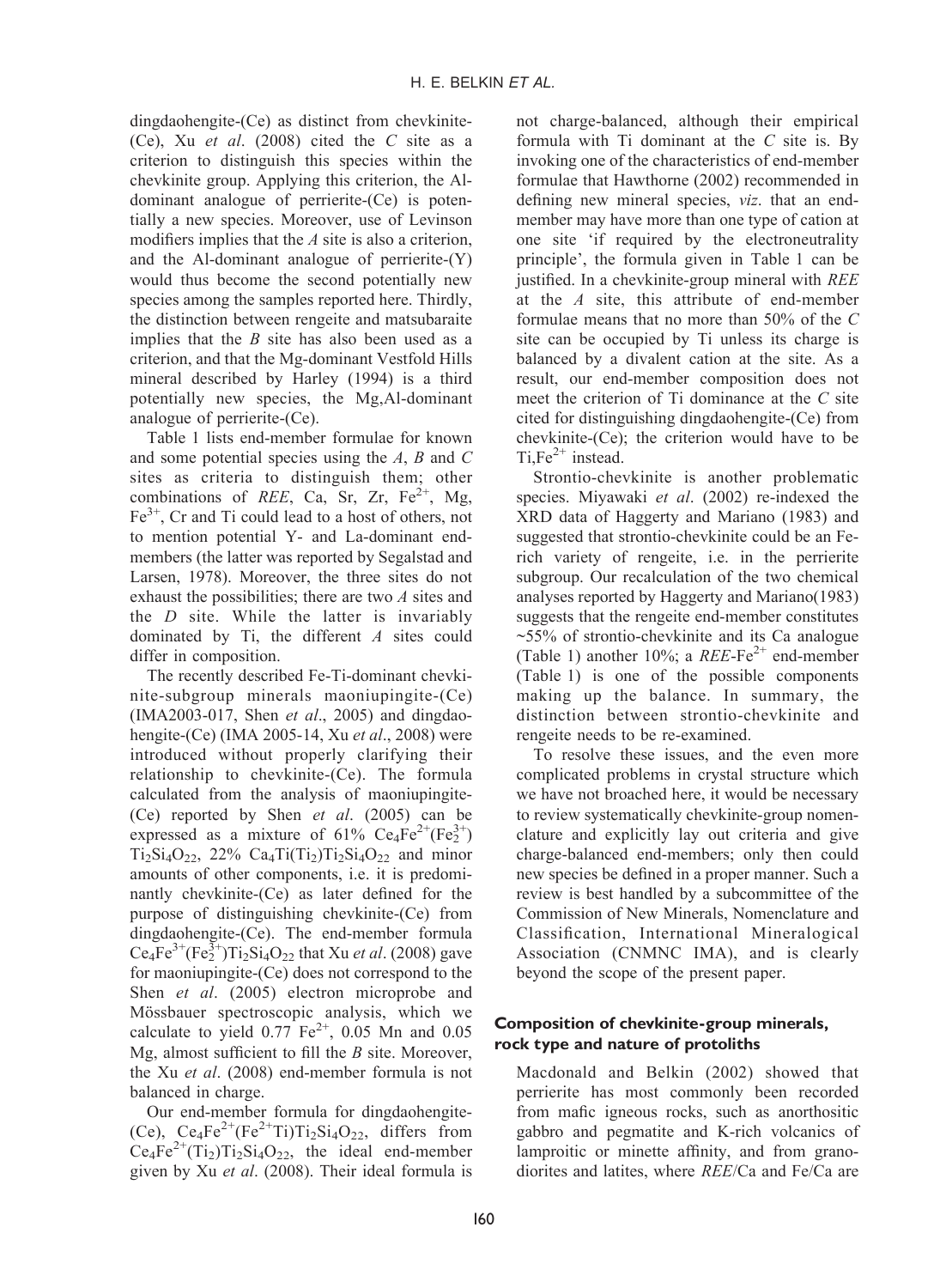dingdaohengite-(Ce) as distinct from chevkinite-(Ce), Xu *et al*. (2008) cited the *C* site as a criterion to distinguish this species within the chevkinite group. Applying this criterion, the Al-dominant analogue of perrierite-(Ce) is potentially a new species. Moreover, use of Levinson modifiers implies that the *A* site is also a criterion, and the Al-dominant analogue of perrierite-(Y) would thus become the second potentially new species among the samples reported here. Thirdly, the distinction between rengeite and matsubaraite implies that the *B* site has also been used as a criterion, and that the Mg-dominant Vestfold Hills mineral described by Harley (1994) is a third potentially new species, the Mg,Al-dominant analogue of perrierite-(Ce).

Table 1 lists end-member formulae for known and some potential species using the *A*, *B* and *C* sites as criteria to distinguish them; other combinations of *REE*, Ca, Sr, Zr, $Fe^{2+}$, Mg, $Fe^{3+}$, Cr and Ti could lead to a host of others, not to mention potential Y- and La-dominant end-members (the latter was reported by Segalstad and Larsen, 1978). Moreover, the three sites do not exhaust the possibilities; there are two *A* sites and the *D* site. While the latter is invariably dominated by Ti, the different *A* sites could differ in composition.

The recently described Fe-Ti-dominant chevkinite-subgroup minerals maoniupingite-(Ce) (IMA2003-017, Shen *et al*., 2005) and dingdaohengite-(Ce) (IMA 2005-14, Xu *et al*., 2008) were introduced without properly clarifying their relationship to chevkinite-(Ce). The formula calculated from the analysis of maoniupingite-(Ce) reported by Shen *et al*. (2005) can be expressed as a mixture of 61% $Ce_4Fe^{2+}(Fe_2^{3+})Ti_2Si_4O_{22}$, 22% $Ca_4Ti(Ti_2)Ti_2Si_4O_{22}$ and minor amounts of other components, i.e. it is predominantly chevkinite-(Ce) as later defined for the purpose of distinguishing chevkinite-(Ce) from dingdaohengite-(Ce). The end-member formula $Ce_4Fe^{3+}(Fe_2^{3+})Ti_2Si_4O_{22}$ that Xu *et al*. (2008) gave for maoniupingite-(Ce) does not correspond to the Shen *et al*. (2005) electron microprobe and Mössbauer spectroscopic analysis, which we calculate to yield 0.77 $Fe^{2+}$, 0.05 Mn and 0.05 Mg, almost sufficient to fill the *B* site. Moreover, the Xu *et al*. (2008) end-member formula is not balanced in charge.

Our end-member formula for dingdaohengite-(Ce), $Ce_4Fe^{2+}(Fe^{2+}Ti)Ti_2Si_4O_{22}$, differs from $Ce_4Fe^{2+}(Ti_2)Ti_2Si_4O_{22}$, the ideal end-member given by Xu *et al*. (2008). Their ideal formula is not charge-balanced, although their empirical formula with Ti dominant at the *C* site is. By invoking one of the characteristics of end-member formulae that Hawthorne (2002) recommended in defining new mineral species, *viz*. that an end-member may have more than one type of cation at one site 'if required by the electroneutrality principle', the formula given in Table 1 can be justified. In a chevkinite-group mineral with *REE* at the *A* site, this attribute of end-member formulae means that no more than 50% of the *C* site can be occupied by Ti unless its charge is balanced by a divalent cation at the site. As a result, our end-member composition does not meet the criterion of Ti dominance at the *C* site cited for distinguishing dingdaohengite-(Ce) from chevkinite-(Ce); the criterion would have to be Ti,$Fe^{2+}$ instead.

Strontio-chevkinite is another problematic species. Miyawaki *et al*. (2002) re-indexed the XRD data of Haggerty and Mariano (1983) and suggested that strontio-chevkinite could be an Fe-rich variety of rengeite, i.e. in the perrierite subgroup. Our recalculation of the two chemical analyses reported by Haggerty and Mariano(1983) suggests that the rengeite end-member constitutes ~55% of strontio-chevkinite and its Ca analogue (Table 1) another 10%; a *REE*-$Fe^{2+}$ end-member (Table 1) is one of the possible components making up the balance. In summary, the distinction between strontio-chevkinite and rengeite needs to be re-examined.

To resolve these issues, and the even more complicated problems in crystal structure which we have not broached here, it would be necessary to review systematically chevkinite-group nomenclature and explicitly lay out criteria and give charge-balanced end-members; only then could new species be defined in a proper manner. Such a review is best handled by a subcommittee of the Commission of New Minerals, Nomenclature and Classification, International Mineralogical Association (CNMNC IMA), and is clearly beyond the scope of the present paper.

## Composition of chevkinite-group minerals, rock type and nature of protoliths

Macdonald and Belkin (2002) showed that perrierite has most commonly been recorded from mafic igneous rocks, such as anorthositic gabbro and pegmatite and K-rich volcanics of lamproitic or minette affinity, and from granodiorites and latites, where *REE*/Ca and Fe/Ca are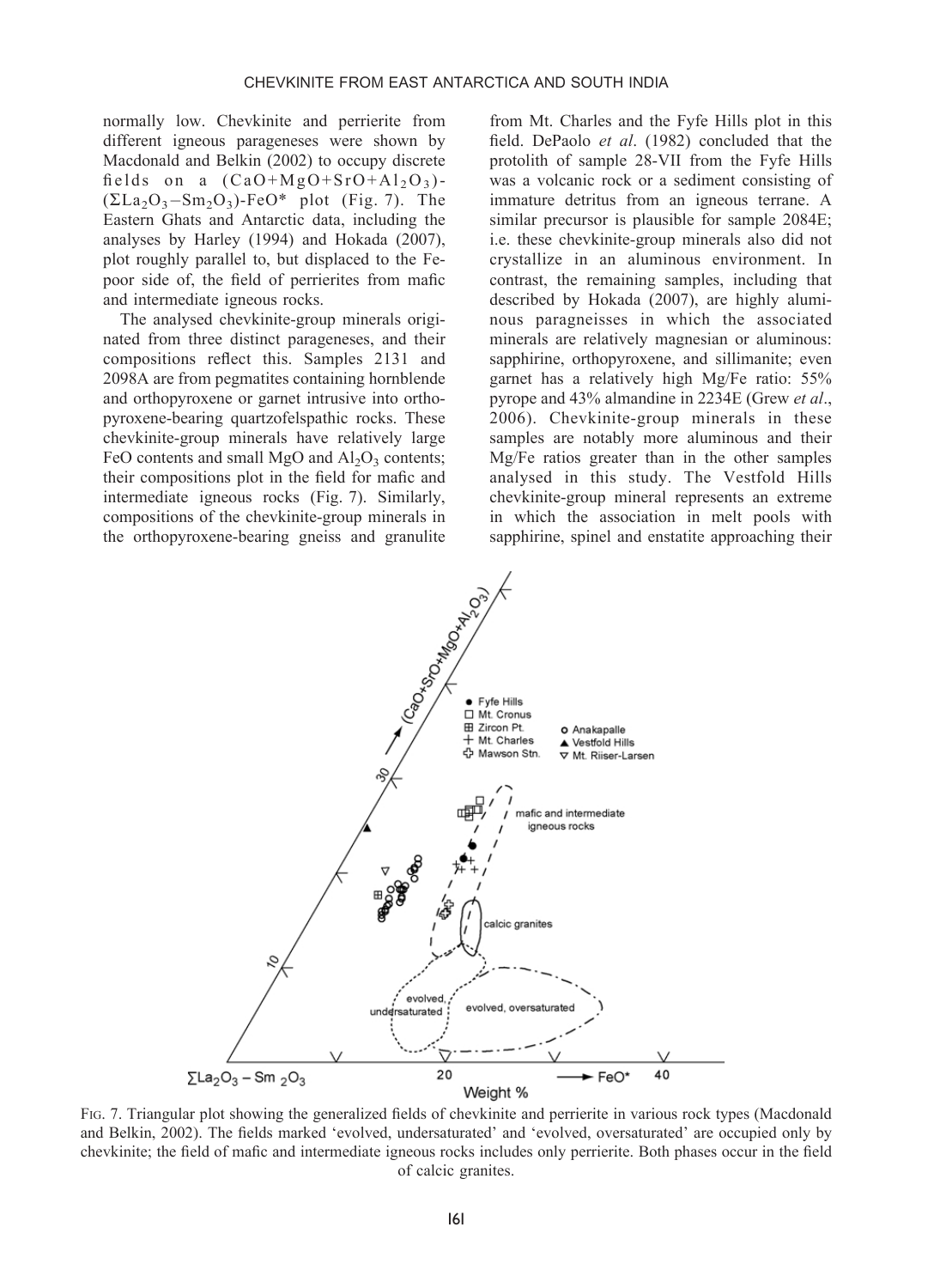normally low. Chevkinite and perrierite from different igneous parageneses were shown by Macdonald and Belkin (2002) to occupy discrete fields on a $(CaO+MgO+SrO+Al_2O_3)$-$(\Sigma La_2O_3-Sm_2O_3)$-FeO* plot (Fig. 7). The Eastern Ghats and Antarctic data, including the analyses by Harley (1994) and Hokada (2007), plot roughly parallel to, but displaced to the Fe-poor side of, the field of perrierites from mafic and intermediate igneous rocks.

The analysed chevkinite-group minerals originated from three distinct parageneses, and their compositions reflect this. Samples 2131 and 2098A are from pegmatites containing hornblende and orthopyroxene or garnet intrusive into orthopyroxene-bearing quartzofelspathic rocks. These chevkinite-group minerals have relatively large FeO contents and small MgO and $Al_2O_3$ contents; their compositions plot in the field for mafic and intermediate igneous rocks (Fig. 7). Similarly, compositions of the chevkinite-group minerals in the orthopyroxene-bearing gneiss and granulite from Mt. Charles and the Fyfe Hills plot in this field. DePaolo *et al*. (1982) concluded that the protolith of sample 28-VII from the Fyfe Hills was a volcanic rock or a sediment consisting of immature detritus from an igneous terrane. A similar precursor is plausible for sample 2084E; i.e. these chevkinite-group minerals also did not crystallize in an aluminous environment. In contrast, the remaining samples, including that described by Hokada (2007), are highly aluminous paragneisses in which the associated minerals are relatively magnesian or aluminous: sapphirine, orthopyroxene, and sillimanite; even garnet has a relatively high Mg/Fe ratio: 55% pyrope and 43% almandine in 2234E (Grew *et al*., 2006). Chevkinite-group minerals in these samples are notably more aluminous and their Mg/Fe ratios greater than in the other samples analysed in this study. The Vestfold Hills chevkinite-group mineral represents an extreme in which the association in melt pools with sapphirine, spinel and enstatite approaching their

FIG. 7. Triangular plot showing the generalized fields of chevkinite and perrierite in various rock types (Macdonald and Belkin, 2002). The fields marked 'evolved, undersaturated' and 'evolved, oversaturated' are occupied only by chevkinite; the field of mafic and intermediate igneous rocks includes only perrierite. Both phases occur in the field of calcic granites.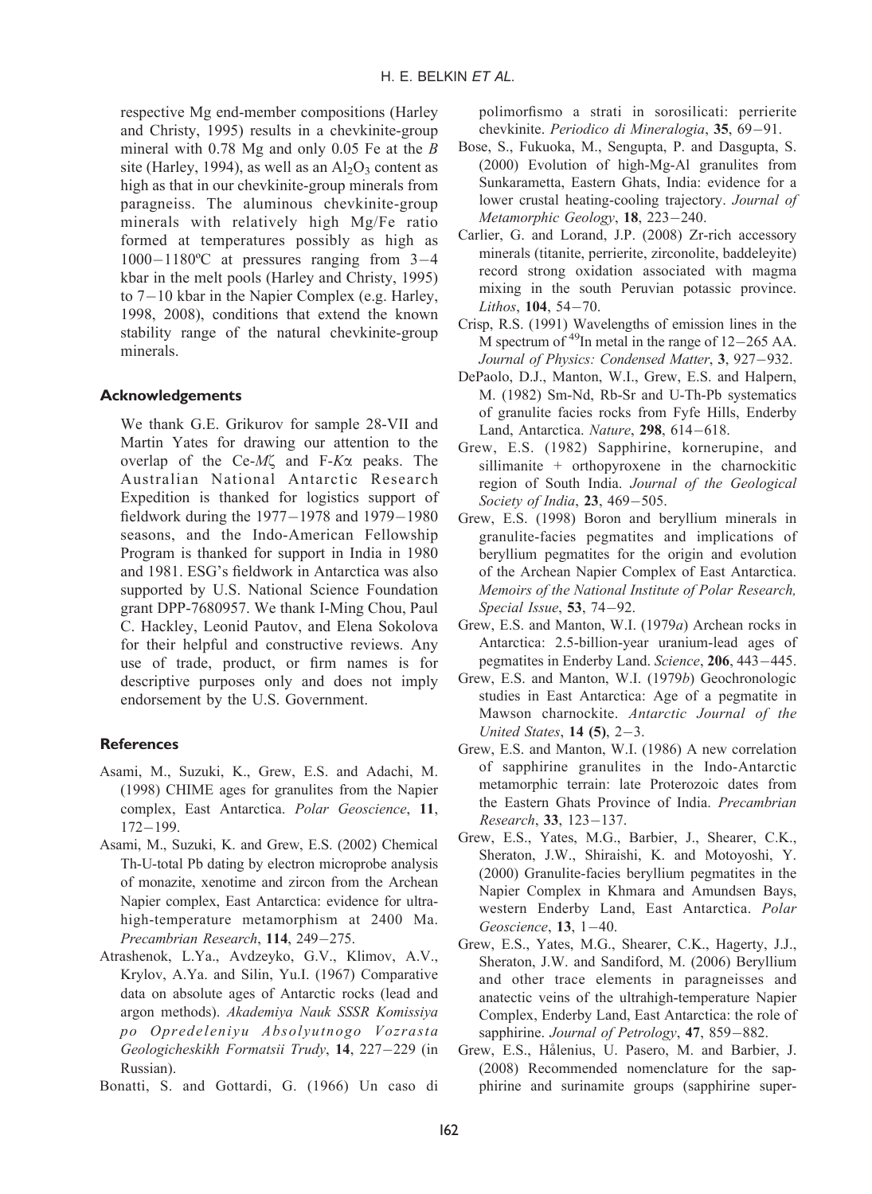respective Mg end-member compositions (Harley and Christy, 1995) results in a chevkinite-group mineral with 0.78 Mg and only 0.05 Fe at the *B* site (Harley, 1994), as well as an $Al_2O_3$ content as high as that in our chevkinite-group minerals from paragneiss. The aluminous chevkinite-group minerals with relatively high Mg/Fe ratio formed at temperatures possibly as high as 1000–1180ºC at pressures ranging from 3–4 kbar in the melt pools (Harley and Christy, 1995) to 7–10 kbar in the Napier Complex (e.g. Harley, 1998, 2008), conditions that extend the known stability range of the natural chevkinite-group minerals.

## Acknowledgements

We thank G.E. Grikurov for sample 28-VII and Martin Yates for drawing our attention to the overlap of the Ce-$M\zeta$ and F-$K\alpha$ peaks. The Australian National Antarctic Research Expedition is thanked for logistics support of fieldwork during the 1977–1978 and 1979–1980 seasons, and the Indo-American Fellowship Program is thanked for support in India in 1980 and 1981. ESG's fieldwork in Antarctica was also supported by U.S. National Science Foundation grant DPP-7680957. We thank I-Ming Chou, Paul C. Hackley, Leonid Pautov, and Elena Sokolova for their helpful and constructive reviews. Any use of trade, product, or firm names is for descriptive purposes only and does not imply endorsement by the U.S. Government.

## References

Asami, M., Suzuki, K., Grew, E.S. and Adachi, M. (1998) CHIME ages for granulites from the Napier complex, East Antarctica. *Polar Geoscience*, **11**, 172–199.

Asami, M., Suzuki, K. and Grew, E.S. (2002) Chemical Th-U-total Pb dating by electron microprobe analysis of monazite, xenotime and zircon from the Archean Napier complex, East Antarctica: evidence for ultra-high-temperature metamorphism at 2400 Ma. *Precambrian Research*, **114**, 249–275.

Atrashenok, L.Ya., Avdzeyko, G.V., Klimov, A.V., Krylov, A.Ya. and Silin, Yu.I. (1967) Comparative data on absolute ages of Antarctic rocks (lead and argon methods). *Akademiya Nauk SSSR Komissiya po Opredeleniyu Absolyutnogo Vozrasta Geologicheskikh Formatsii Trudy*, **14**, 227–229 (in Russian).

Bonatti, S. and Gottardi, G. (1966) Un caso di polimorfismo a strati in sorosilicati: perrierite chevkinite. *Periodico di Mineralogia*, **35**, 69–91.

Bose, S., Fukuoka, M., Sengupta, P. and Dasgupta, S. (2000) Evolution of high-Mg-Al granulites from Sunkarametta, Eastern Ghats, India: evidence for a lower crustal heating-cooling trajectory. *Journal of Metamorphic Geology*, **18**, 223–240.

Carlier, G. and Lorand, J.P. (2008) Zr-rich accessory minerals (titanite, perrierite, zirconolite, baddeleyite) record strong oxidation associated with magma mixing in the south Peruvian potassic province. *Lithos*, **104**, 54–70.

Crisp, R.S. (1991) Wavelengths of emission lines in the M spectrum of $^{49}$In metal in the range of 12–265 AA. *Journal of Physics: Condensed Matter*, **3**, 927–932.

DePaolo, D.J., Manton, W.I., Grew, E.S. and Halpern, M. (1982) Sm-Nd, Rb-Sr and U-Th-Pb systematics of granulite facies rocks from Fyfe Hills, Enderby Land, Antarctica. *Nature*, **298**, 614–618.

Grew, E.S. (1982) Sapphirine, kornerupine, and sillimanite + orthopyroxene in the charnockitic region of South India. *Journal of the Geological Society of India*, **23**, 469–505.

Grew, E.S. (1998) Boron and beryllium minerals in granulite-facies pegmatites and implications of beryllium pegmatites for the origin and evolution of the Archean Napier Complex of East Antarctica. *Memoirs of the National Institute of Polar Research, Special Issue*, **53**, 74–92.

Grew, E.S. and Manton, W.I. (1979*a*) Archean rocks in Antarctica: 2.5-billion-year uranium-lead ages of pegmatites in Enderby Land. *Science*, **206**, 443–445.

Grew, E.S. and Manton, W.I. (1979*b*) Geochronologic studies in East Antarctica: Age of a pegmatite in Mawson charnockite. *Antarctic Journal of the United States*, **14 (5)**, 2–3.

Grew, E.S. and Manton, W.I. (1986) A new correlation of sapphirine granulites in the Indo-Antarctic metamorphic terrain: late Proterozoic dates from the Eastern Ghats Province of India. *Precambrian Research*, **33**, 123–137.

Grew, E.S., Yates, M.G., Barbier, J., Shearer, C.K., Sheraton, J.W., Shiraishi, K. and Motoyoshi, Y. (2000) Granulite-facies beryllium pegmatites in the Napier Complex in Khmara and Amundsen Bays, western Enderby Land, East Antarctica. *Polar Geoscience*, **13**, 1–40.

Grew, E.S., Yates, M.G., Shearer, C.K., Hagerty, J.J., Sheraton, J.W. and Sandiford, M. (2006) Beryllium and other trace elements in paragneisses and anatectic veins of the ultrahigh-temperature Napier Complex, Enderby Land, East Antarctica: the role of sapphirine. *Journal of Petrology*, **47**, 859–882.

Grew, E.S., Hålenius, U. Pasero, M. and Barbier, J. (2008) Recommended nomenclature for the sapphirine and surinamite groups (sapphirine super-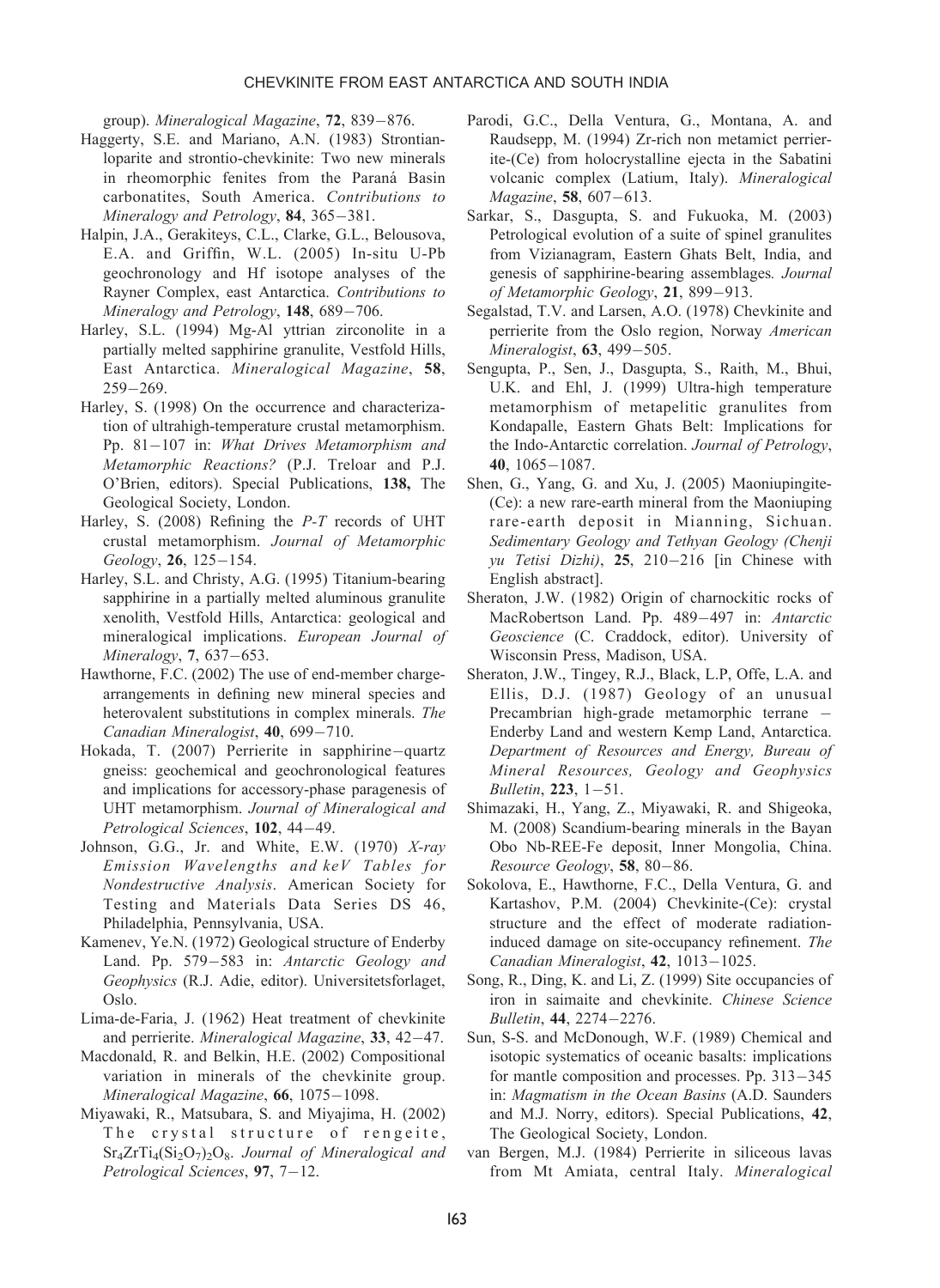group). *Mineralogical Magazine*, **72**, 839−876.

Haggerty, S.E. and Mariano, A.N. (1983) Strontian-loparite and strontio-chevkinite: Two new minerals in rheomorphic fenites from the Paraná Basin carbonatites, South America. *Contributions to Mineralogy and Petrology*, **84**, 365−381.

Halpin, J.A., Gerakiteys, C.L., Clarke, G.L., Belousova, E.A. and Griffin, W.L. (2005) In-situ U-Pb geochronology and Hf isotope analyses of the Rayner Complex, east Antarctica. *Contributions to Mineralogy and Petrology*, **148**, 689−706.

Harley, S.L. (1994) Mg-Al yttrian zirconolite in a partially melted sapphirine granulite, Vestfold Hills, East Antarctica. *Mineralogical Magazine*, **58**, 259−269.

Harley, S. (1998) On the occurrence and characterization of ultrahigh-temperature crustal metamorphism. Pp. 81−107 in: *What Drives Metamorphism and Metamorphic Reactions?* (P.J. Treloar and P.J. O'Brien, editors). Special Publications, **138,** The Geological Society, London.

Harley, S. (2008) Refining the *P-T* records of UHT crustal metamorphism. *Journal of Metamorphic Geology*, **26**, 125−154.

Harley, S.L. and Christy, A.G. (1995) Titanium-bearing sapphirine in a partially melted aluminous granulite xenolith, Vestfold Hills, Antarctica: geological and mineralogical implications. *European Journal of Mineralogy*, **7**, 637−653.

Hawthorne, F.C. (2002) The use of end-member charge-arrangements in defining new mineral species and heterovalent substitutions in complex minerals. *The Canadian Mineralogist*, **40**, 699−710.

Hokada, T. (2007) Perrierite in sapphirine−quartz gneiss: geochemical and geochronological features and implications for accessory-phase paragenesis of UHT metamorphism. *Journal of Mineralogical and Petrological Sciences*, **102**, 44−49.

Johnson, G.G., Jr. and White, E.W. (1970) *X-ray Emission Wavelengths and keV Tables for Nondestructive Analysis*. American Society for Testing and Materials Data Series DS 46, Philadelphia, Pennsylvania, USA.

Kamenev, Ye.N. (1972) Geological structure of Enderby Land. Pp. 579−583 in: *Antarctic Geology and Geophysics* (R.J. Adie, editor). Universitetsforlaget, Oslo.

Lima-de-Faria, J. (1962) Heat treatment of chevkinite and perrierite. *Mineralogical Magazine*, **33**, 42−47.

Macdonald, R. and Belkin, H.E. (2002) Compositional variation in minerals of the chevkinite group. *Mineralogical Magazine*, **66**, 1075−1098.

Miyawaki, R., Matsubara, S. and Miyajima, H. (2002) The crystal structure of rengeite, $Sr_4ZrTi_4(Si_2O_7)_2O_8$. *Journal of Mineralogical and Petrological Sciences*, **97**, 7−12.

Parodi, G.C., Della Ventura, G., Montana, A. and Raudsepp, M. (1994) Zr-rich non metamict perrierite-(Ce) from holocrystalline ejecta in the Sabatini volcanic complex (Latium, Italy). *Mineralogical Magazine*, **58**, 607−613.

Sarkar, S., Dasgupta, S. and Fukuoka, M. (2003) Petrological evolution of a suite of spinel granulites from Vizianagram, Eastern Ghats Belt, India, and genesis of sapphirine-bearing assemblages. *Journal of Metamorphic Geology*, **21**, 899−913.

Segalstad, T.V. and Larsen, A.O. (1978) Chevkinite and perrierite from the Oslo region, Norway *American Mineralogist*, **63**, 499−505.

Sengupta, P., Sen, J., Dasgupta, S., Raith, M., Bhui, U.K. and Ehl, J. (1999) Ultra-high temperature metamorphism of metapelitic granulites from Kondapalle, Eastern Ghats Belt: Implications for the Indo-Antarctic correlation. *Journal of Petrology*, **40**, 1065−1087.

Shen, G., Yang, G. and Xu, J. (2005) Maoniupingite-(Ce): a new rare-earth mineral from the Maoniuping rare-earth deposit in Mianning, Sichuan. *Sedimentary Geology and Tethyan Geology (Chenji yu Tetisi Dizhi)*, **25**, 210−216 [in Chinese with English abstract].

Sheraton, J.W. (1982) Origin of charnockitic rocks of MacRobertson Land. Pp. 489−497 in: *Antarctic Geoscience* (C. Craddock, editor). University of Wisconsin Press, Madison, USA.

Sheraton, J.W., Tingey, R.J., Black, L.P, Offe, L.A. and Ellis, D.J. (1987) Geology of an unusual Precambrian high-grade metamorphic terrane − Enderby Land and western Kemp Land, Antarctica. *Department of Resources and Energy, Bureau of Mineral Resources, Geology and Geophysics Bulletin*, **223**, 1−51.

Shimazaki, H., Yang, Z., Miyawaki, R. and Shigeoka, M. (2008) Scandium-bearing minerals in the Bayan Obo Nb-REE-Fe deposit, Inner Mongolia, China. *Resource Geology*, **58**, 80−86.

Sokolova, E., Hawthorne, F.C., Della Ventura, G. and Kartashov, P.M. (2004) Chevkinite-(Ce): crystal structure and the effect of moderate radiation-induced damage on site-occupancy refinement. *The Canadian Mineralogist*, **42**, 1013−1025.

Song, R., Ding, K. and Li, Z. (1999) Site occupancies of iron in saimaite and chevkinite. *Chinese Science Bulletin*, **44**, 2274−2276.

Sun, S-S. and McDonough, W.F. (1989) Chemical and isotopic systematics of oceanic basalts: implications for mantle composition and processes. Pp. 313−345 in: *Magmatism in the Ocean Basins* (A.D. Saunders and M.J. Norry, editors). Special Publications, **42**, The Geological Society, London.

van Bergen, M.J. (1984) Perrierite in siliceous lavas from Mt Amiata, central Italy. *Mineralogical*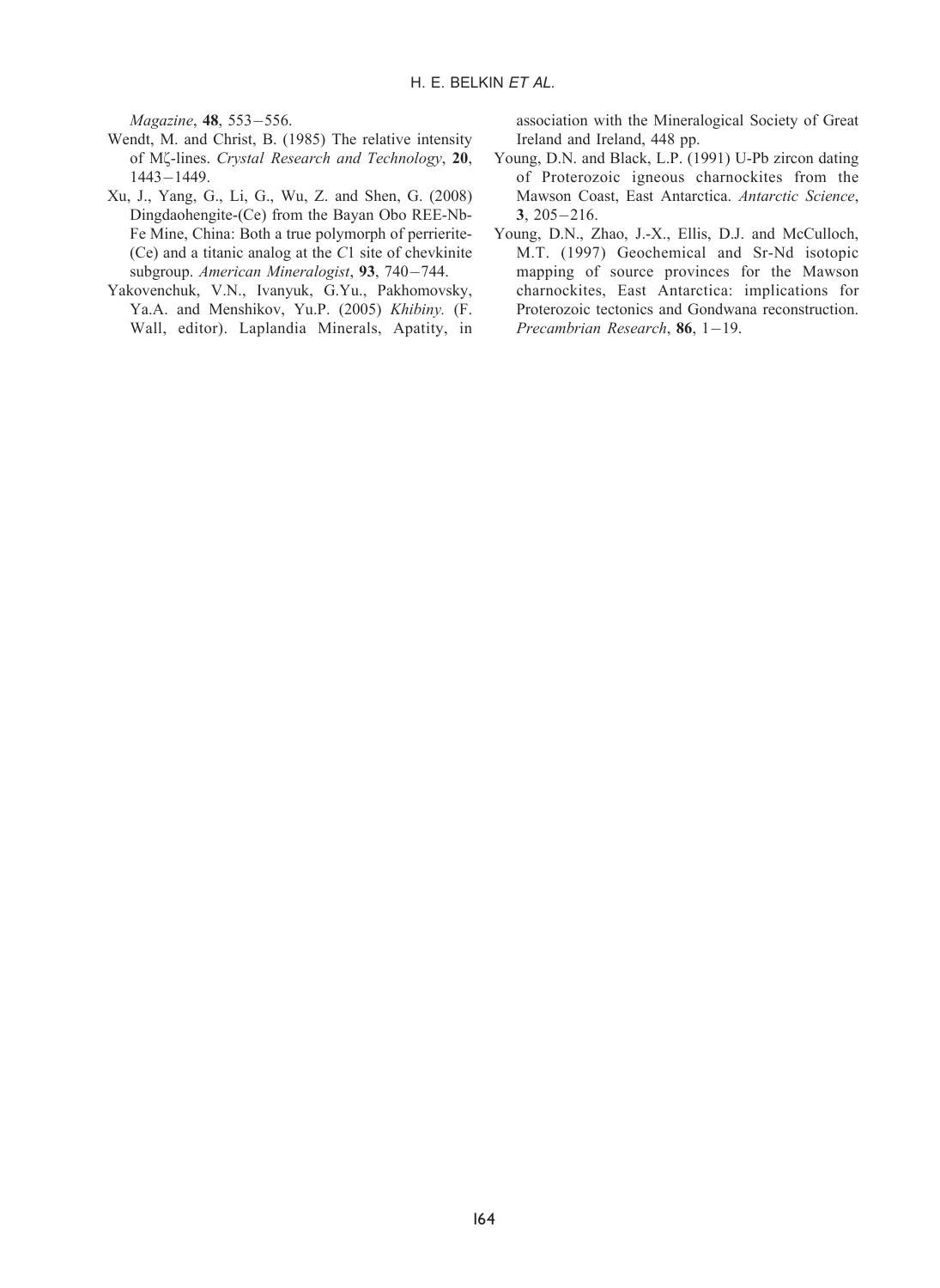*Magazine*, **48**, 553−556.

Wendt, M. and Christ, B. (1985) The relative intensity of Mζ-lines. *Crystal Research and Technology*, **20**, 1443−1449.

Xu, J., Yang, G., Li, G., Wu, Z. and Shen, G. (2008) Dingdaohengite-(Ce) from the Bayan Obo REE-Nb-Fe Mine, China: Both a true polymorph of perrierite-(Ce) and a titanic analog at the *C*1 site of chevkinite subgroup. *American Mineralogist*, **93**, 740−744.

Yakovenchuk, V.N., Ivanyuk, G.Yu., Pakhomovsky, Ya.A. and Menshikov, Yu.P. (2005) *Khibiny.* (F. Wall, editor). Laplandia Minerals, Apatity, in association with the Mineralogical Society of Great Ireland and Ireland, 448 pp.

Young, D.N. and Black, L.P. (1991) U-Pb zircon dating of Proterozoic igneous charnockites from the Mawson Coast, East Antarctica. *Antarctic Science*, **3**, 205−216.

Young, D.N., Zhao, J.-X., Ellis, D.J. and McCulloch, M.T. (1997) Geochemical and Sr-Nd isotopic mapping of source provinces for the Mawson charnockites, East Antarctica: implications for Proterozoic tectonics and Gondwana reconstruction. *Precambrian Research*, **86**, 1−19.